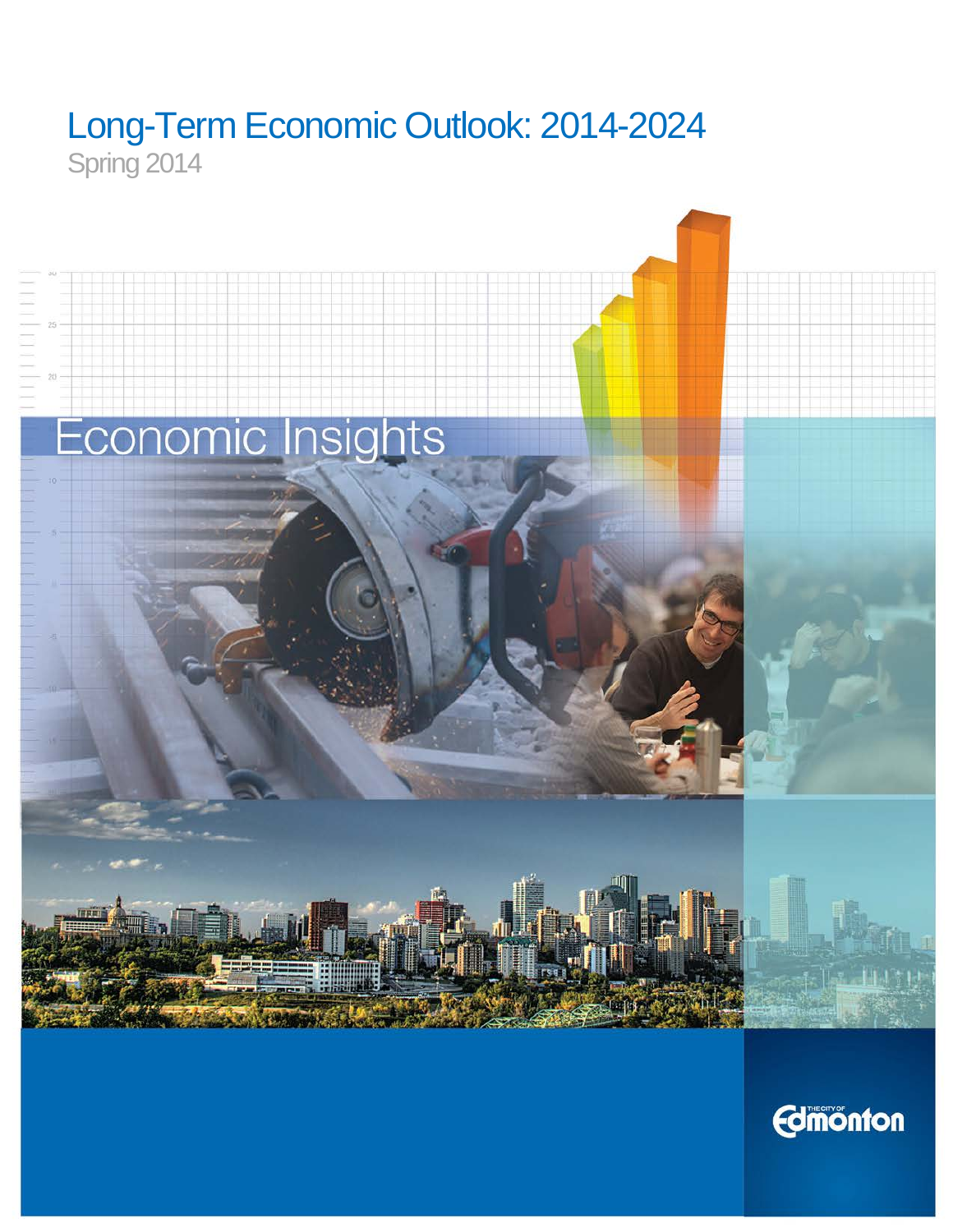# Long-Term Economic Outlook: 2014-2024

Spring 2014

Economic Insights

The City of Edmonton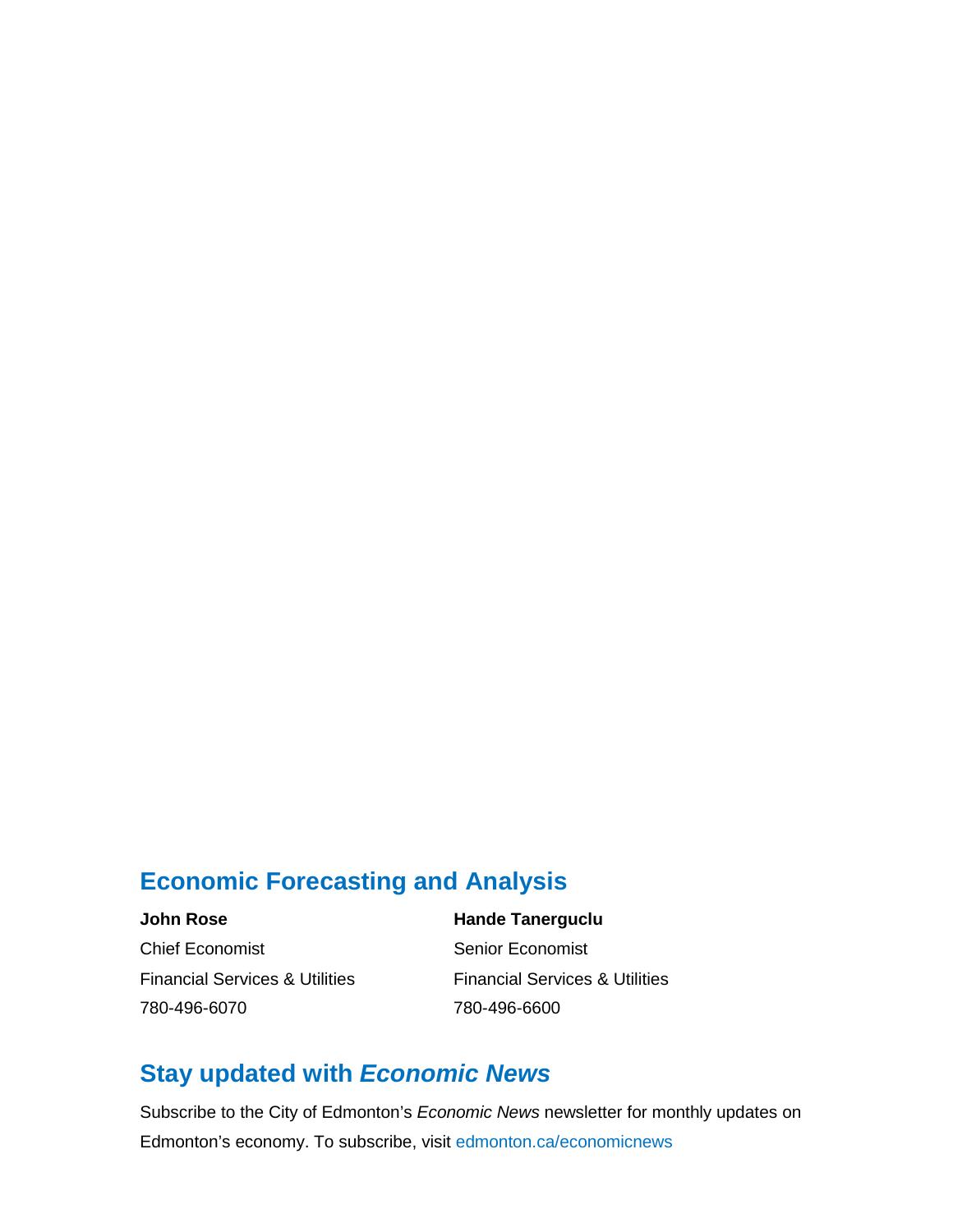## Economic Forecasting and Analysis

**John Rose**
Chief Economist
Financial Services & Utilities
780-496-6070

**Hande Tanerguclu**
Senior Economist
Financial Services & Utilities
780-496-6600

## Stay updated with *Economic News*

Subscribe to the City of Edmonton's *Economic News* newsletter for monthly updates on Edmonton's economy. To subscribe, visit edmonton.ca/economicnews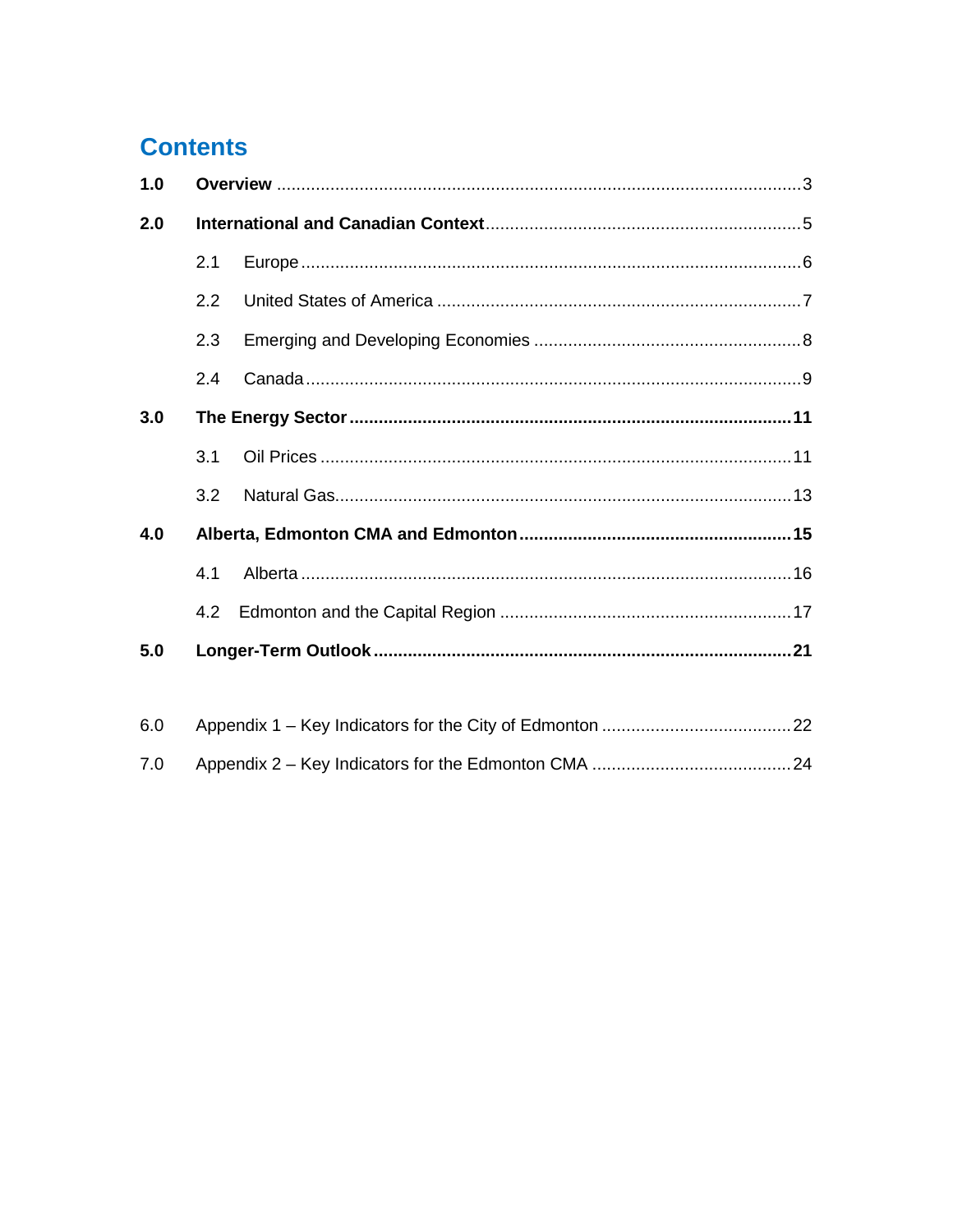# Contents

**1.0 Overview** .......... 3

**2.0 International and Canadian Context** .......... 5

- 2.1 Europe .......... 6
- 2.2 United States of America .......... 7
- 2.3 Emerging and Developing Economies .......... 8
- 2.4 Canada .......... 9

**3.0 The Energy Sector** .......... **11**

- 3.1 Oil Prices .......... 11
- 3.2 Natural Gas .......... 13

**4.0 Alberta, Edmonton CMA and Edmonton** .......... **15**

- 4.1 Alberta .......... 16
- 4.2 Edmonton and the Capital Region .......... 17

**5.0 Longer-Term Outlook** .......... **21**

6.0 Appendix 1 – Key Indicators for the City of Edmonton .......... 22

7.0 Appendix 2 – Key Indicators for the Edmonton CMA .......... 24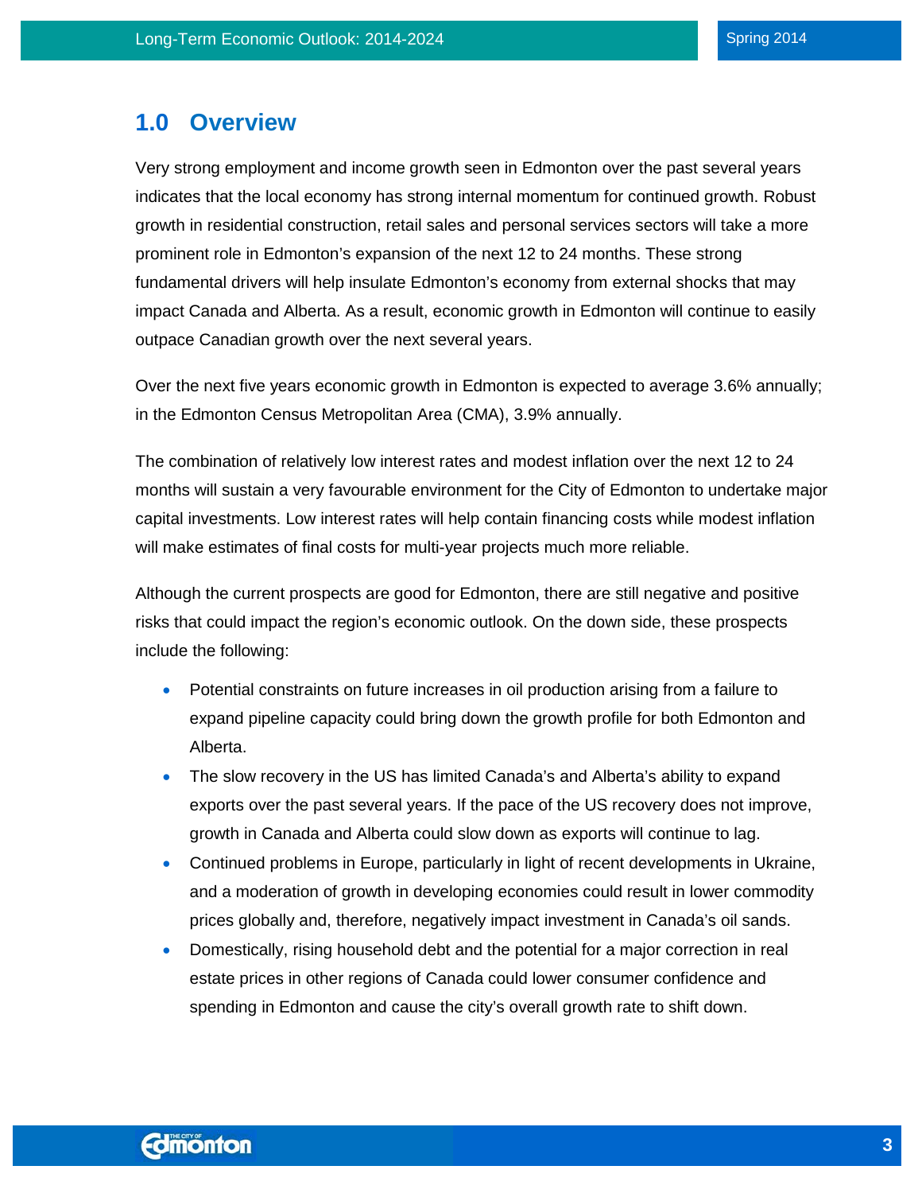# 1.0 Overview

Very strong employment and income growth seen in Edmonton over the past several years indicates that the local economy has strong internal momentum for continued growth. Robust growth in residential construction, retail sales and personal services sectors will take a more prominent role in Edmonton's expansion of the next 12 to 24 months. These strong fundamental drivers will help insulate Edmonton's economy from external shocks that may impact Canada and Alberta. As a result, economic growth in Edmonton will continue to easily outpace Canadian growth over the next several years.

Over the next five years economic growth in Edmonton is expected to average 3.6% annually; in the Edmonton Census Metropolitan Area (CMA), 3.9% annually.

The combination of relatively low interest rates and modest inflation over the next 12 to 24 months will sustain a very favourable environment for the City of Edmonton to undertake major capital investments. Low interest rates will help contain financing costs while modest inflation will make estimates of final costs for multi-year projects much more reliable.

Although the current prospects are good for Edmonton, there are still negative and positive risks that could impact the region's economic outlook. On the down side, these prospects include the following:

- Potential constraints on future increases in oil production arising from a failure to expand pipeline capacity could bring down the growth profile for both Edmonton and Alberta.
- The slow recovery in the US has limited Canada's and Alberta's ability to expand exports over the past several years. If the pace of the US recovery does not improve, growth in Canada and Alberta could slow down as exports will continue to lag.
- Continued problems in Europe, particularly in light of recent developments in Ukraine, and a moderation of growth in developing economies could result in lower commodity prices globally and, therefore, negatively impact investment in Canada's oil sands.
- Domestically, rising household debt and the potential for a major correction in real estate prices in other regions of Canada could lower consumer confidence and spending in Edmonton and cause the city's overall growth rate to shift down.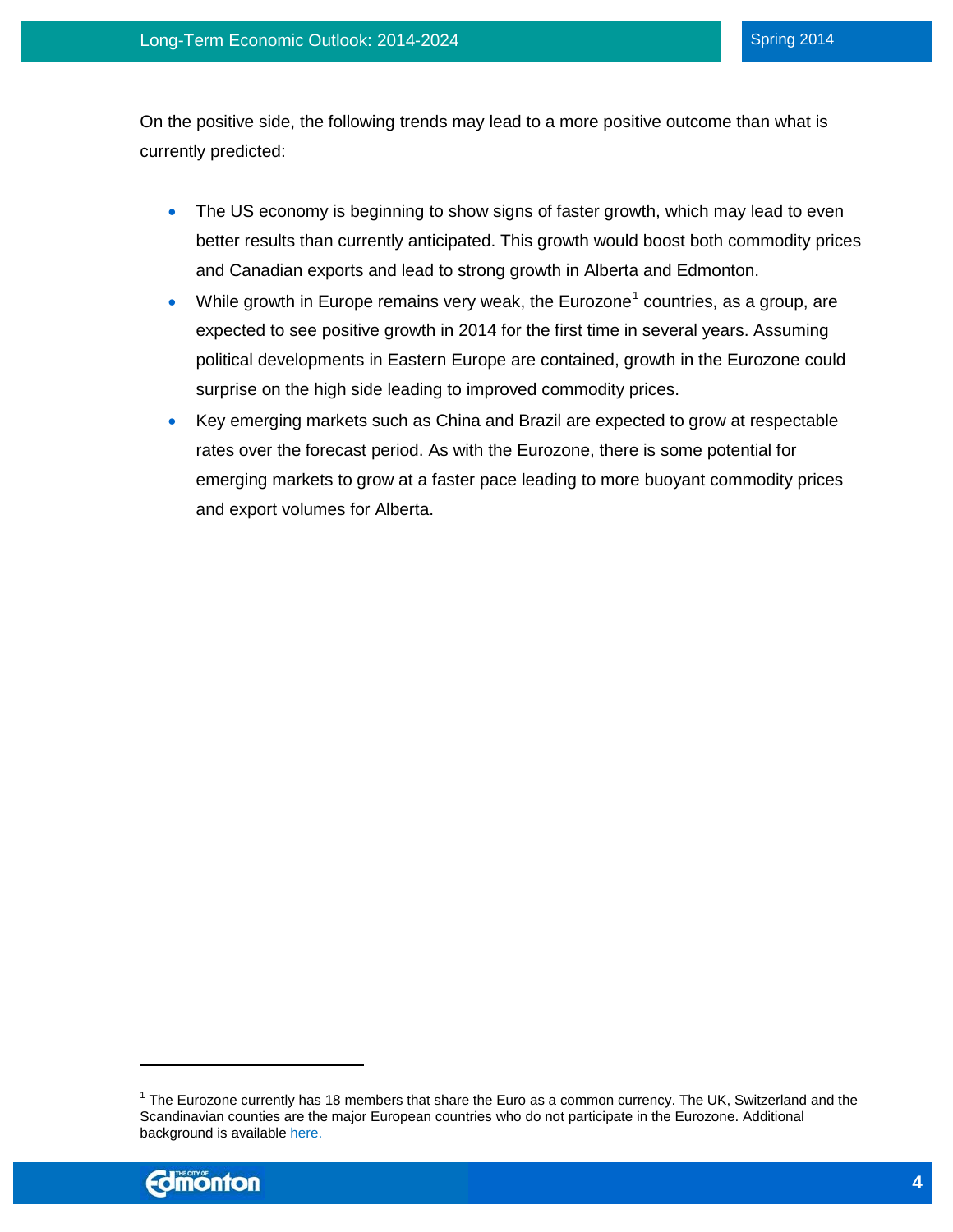On the positive side, the following trends may lead to a more positive outcome than what is currently predicted:

- The US economy is beginning to show signs of faster growth, which may lead to even better results than currently anticipated. This growth would boost both commodity prices and Canadian exports and lead to strong growth in Alberta and Edmonton.
- While growth in Europe remains very weak, the Eurozone[1] countries, as a group, are expected to see positive growth in 2014 for the first time in several years. Assuming political developments in Eastern Europe are contained, growth in the Eurozone could surprise on the high side leading to improved commodity prices.
- Key emerging markets such as China and Brazil are expected to grow at respectable rates over the forecast period. As with the Eurozone, there is some potential for emerging markets to grow at a faster pace leading to more buoyant commodity prices and export volumes for Alberta.

[1] The Eurozone currently has 18 members that share the Euro as a common currency. The UK, Switzerland and the Scandinavian counties are the major European countries who do not participate in the Eurozone. Additional background is available here.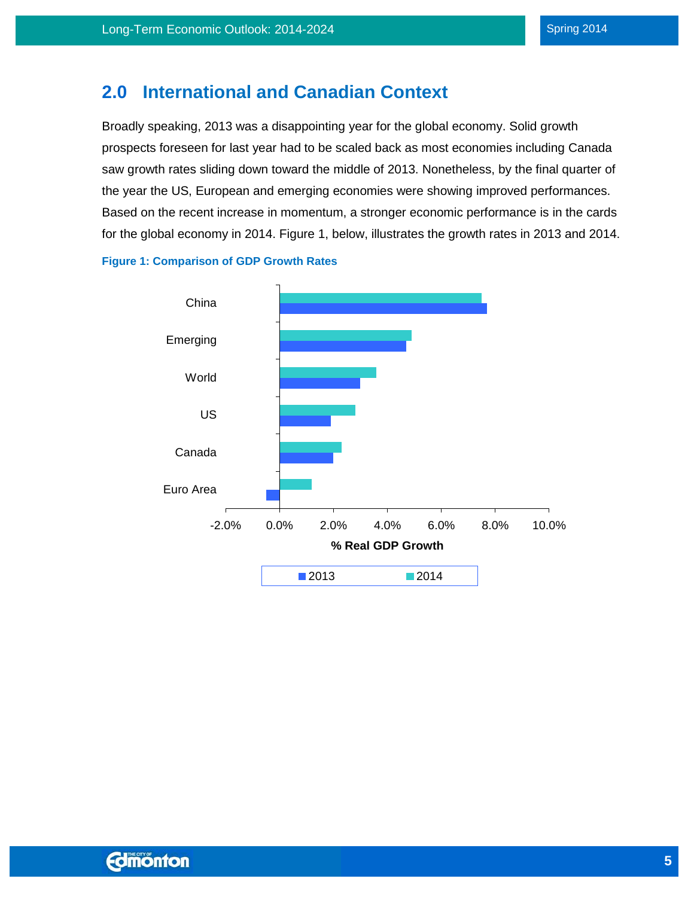## 2.0 International and Canadian Context

Broadly speaking, 2013 was a disappointing year for the global economy. Solid growth prospects foreseen for last year had to be scaled back as most economies including Canada saw growth rates sliding down toward the middle of 2013. Nonetheless, by the final quarter of the year the US, European and emerging economies were showing improved performances. Based on the recent increase in momentum, a stronger economic performance is in the cards for the global economy in 2014. Figure 1, below, illustrates the growth rates in 2013 and 2014.

**Figure 1: Comparison of GDP Growth Rates**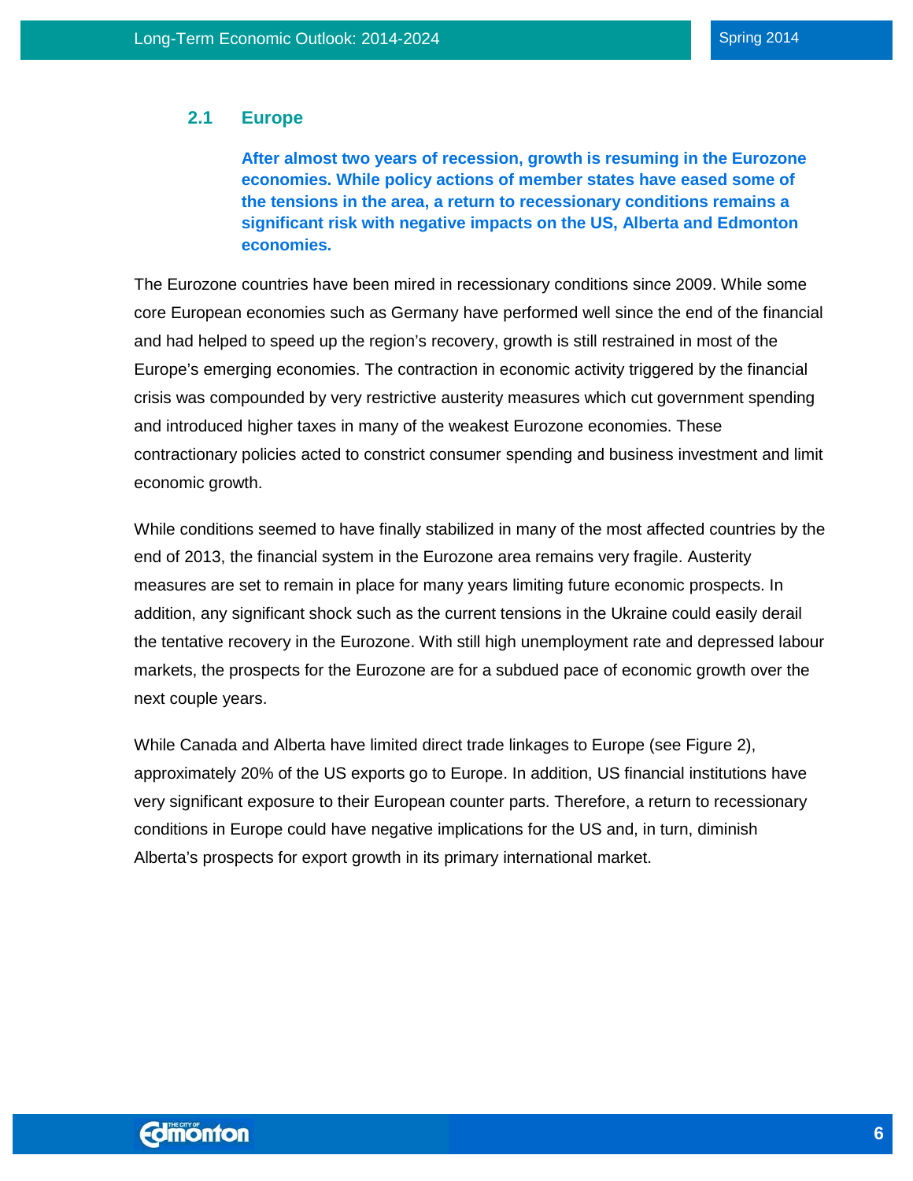## 2.1 Europe

**After almost two years of recession, growth is resuming in the Eurozone economies. While policy actions of member states have eased some of the tensions in the area, a return to recessionary conditions remains a significant risk with negative impacts on the US, Alberta and Edmonton economies.**

The Eurozone countries have been mired in recessionary conditions since 2009. While some core European economies such as Germany have performed well since the end of the financial and had helped to speed up the region's recovery, growth is still restrained in most of the Europe's emerging economies. The contraction in economic activity triggered by the financial crisis was compounded by very restrictive austerity measures which cut government spending and introduced higher taxes in many of the weakest Eurozone economies. These contractionary policies acted to constrict consumer spending and business investment and limit economic growth.

While conditions seemed to have finally stabilized in many of the most affected countries by the end of 2013, the financial system in the Eurozone area remains very fragile. Austerity measures are set to remain in place for many years limiting future economic prospects. In addition, any significant shock such as the current tensions in the Ukraine could easily derail the tentative recovery in the Eurozone. With still high unemployment rate and depressed labour markets, the prospects for the Eurozone are for a subdued pace of economic growth over the next couple years.

While Canada and Alberta have limited direct trade linkages to Europe (see Figure 2), approximately 20% of the US exports go to Europe. In addition, US financial institutions have very significant exposure to their European counter parts. Therefore, a return to recessionary conditions in Europe could have negative implications for the US and, in turn, diminish Alberta's prospects for export growth in its primary international market.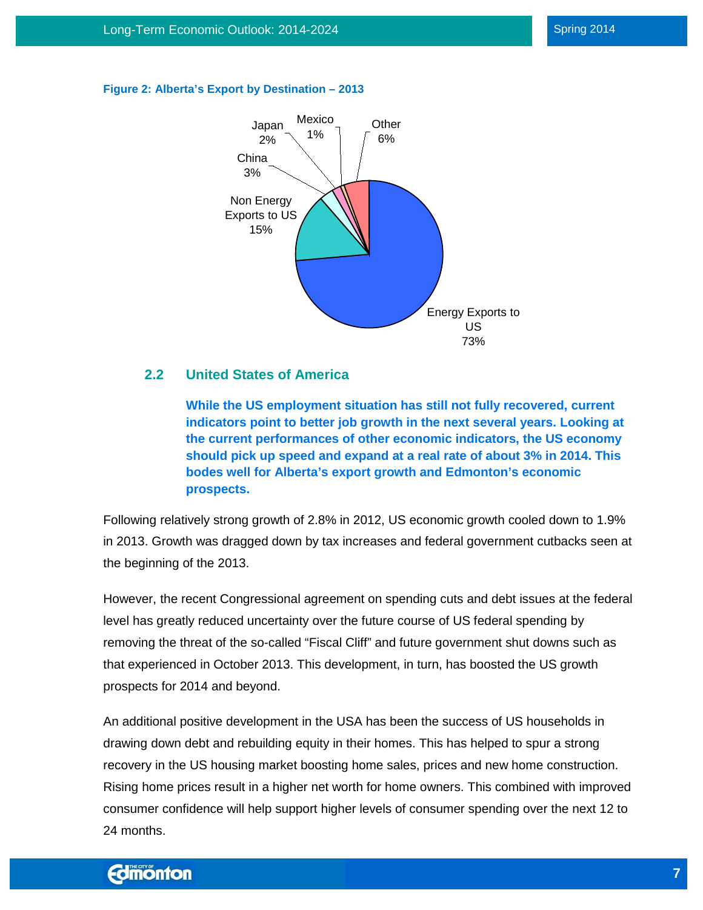**Figure 2: Alberta's Export by Destination – 2013**

## 2.2 United States of America

**While the US employment situation has still not fully recovered, current indicators point to better job growth in the next several years. Looking at the current performances of other economic indicators, the US economy should pick up speed and expand at a real rate of about 3% in 2014. This bodes well for Alberta's export growth and Edmonton's economic prospects.**

Following relatively strong growth of 2.8% in 2012, US economic growth cooled down to 1.9% in 2013. Growth was dragged down by tax increases and federal government cutbacks seen at the beginning of the 2013.

However, the recent Congressional agreement on spending cuts and debt issues at the federal level has greatly reduced uncertainty over the future course of US federal spending by removing the threat of the so-called "Fiscal Cliff" and future government shut downs such as that experienced in October 2013. This development, in turn, has boosted the US growth prospects for 2014 and beyond.

An additional positive development in the USA has been the success of US households in drawing down debt and rebuilding equity in their homes. This has helped to spur a strong recovery in the US housing market boosting home sales, prices and new home construction. Rising home prices result in a higher net worth for home owners. This combined with improved consumer confidence will help support higher levels of consumer spending over the next 12 to 24 months.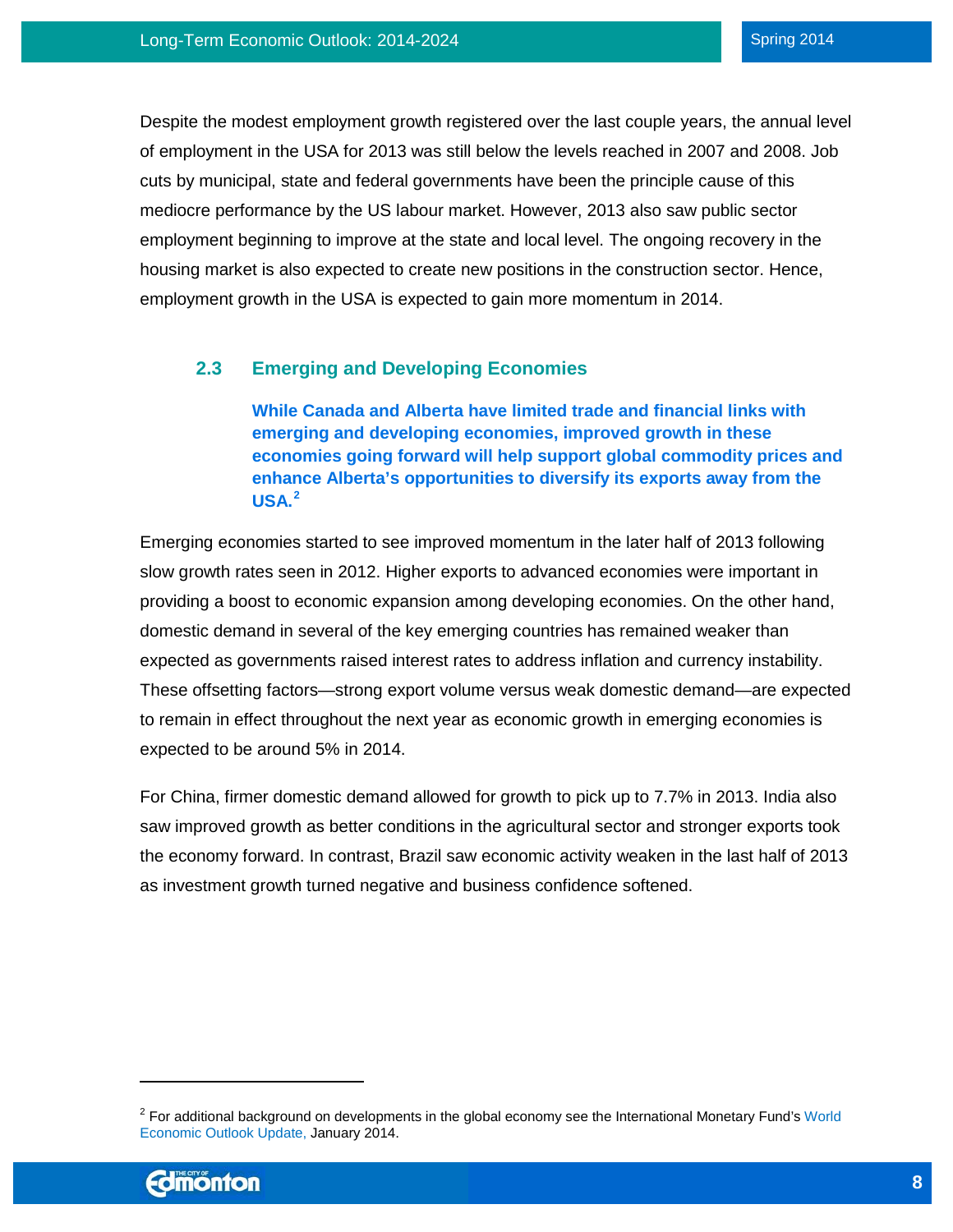Despite the modest employment growth registered over the last couple years, the annual level of employment in the USA for 2013 was still below the levels reached in 2007 and 2008. Job cuts by municipal, state and federal governments have been the principle cause of this mediocre performance by the US labour market. However, 2013 also saw public sector employment beginning to improve at the state and local level. The ongoing recovery in the housing market is also expected to create new positions in the construction sector. Hence, employment growth in the USA is expected to gain more momentum in 2014.

### 2.3 Emerging and Developing Economies

**While Canada and Alberta have limited trade and financial links with emerging and developing economies, improved growth in these economies going forward will help support global commodity prices and enhance Alberta's opportunities to diversify its exports away from the USA.**[2]

Emerging economies started to see improved momentum in the later half of 2013 following slow growth rates seen in 2012. Higher exports to advanced economies were important in providing a boost to economic expansion among developing economies. On the other hand, domestic demand in several of the key emerging countries has remained weaker than expected as governments raised interest rates to address inflation and currency instability. These offsetting factors—strong export volume versus weak domestic demand—are expected to remain in effect throughout the next year as economic growth in emerging economies is expected to be around 5% in 2014.

For China, firmer domestic demand allowed for growth to pick up to 7.7% in 2013. India also saw improved growth as better conditions in the agricultural sector and stronger exports took the economy forward. In contrast, Brazil saw economic activity weaken in the last half of 2013 as investment growth turned negative and business confidence softened.

---

[2] For additional background on developments in the global economy see the International Monetary Fund's World Economic Outlook Update, January 2014.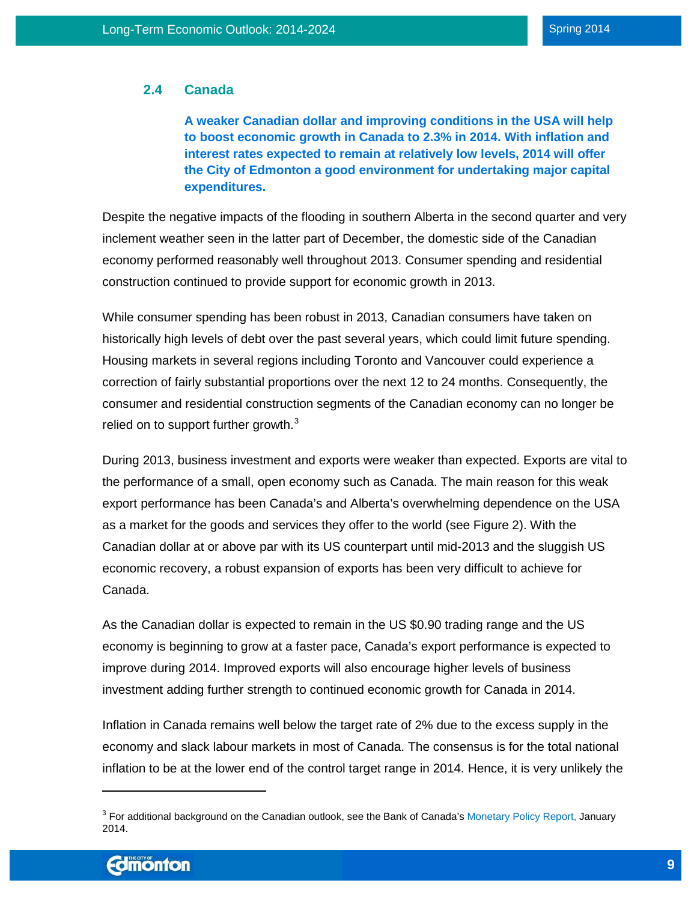## 2.4 Canada

**A weaker Canadian dollar and improving conditions in the USA will help to boost economic growth in Canada to 2.3% in 2014. With inflation and interest rates expected to remain at relatively low levels, 2014 will offer the City of Edmonton a good environment for undertaking major capital expenditures.**

Despite the negative impacts of the flooding in southern Alberta in the second quarter and very inclement weather seen in the latter part of December, the domestic side of the Canadian economy performed reasonably well throughout 2013. Consumer spending and residential construction continued to provide support for economic growth in 2013.

While consumer spending has been robust in 2013, Canadian consumers have taken on historically high levels of debt over the past several years, which could limit future spending. Housing markets in several regions including Toronto and Vancouver could experience a correction of fairly substantial proportions over the next 12 to 24 months. Consequently, the consumer and residential construction segments of the Canadian economy can no longer be relied on to support further growth.[3]

During 2013, business investment and exports were weaker than expected. Exports are vital to the performance of a small, open economy such as Canada. The main reason for this weak export performance has been Canada's and Alberta's overwhelming dependence on the USA as a market for the goods and services they offer to the world (see Figure 2). With the Canadian dollar at or above par with its US counterpart until mid-2013 and the sluggish US economic recovery, a robust expansion of exports has been very difficult to achieve for Canada.

As the Canadian dollar is expected to remain in the US $0.90 trading range and the US economy is beginning to grow at a faster pace, Canada's export performance is expected to improve during 2014. Improved exports will also encourage higher levels of business investment adding further strength to continued economic growth for Canada in 2014.

Inflation in Canada remains well below the target rate of 2% due to the excess supply in the economy and slack labour markets in most of Canada. The consensus is for the total national inflation to be at the lower end of the control target range in 2014. Hence, it is very unlikely the

---

[3] For additional background on the Canadian outlook, see the Bank of Canada's Monetary Policy Report, January 2014.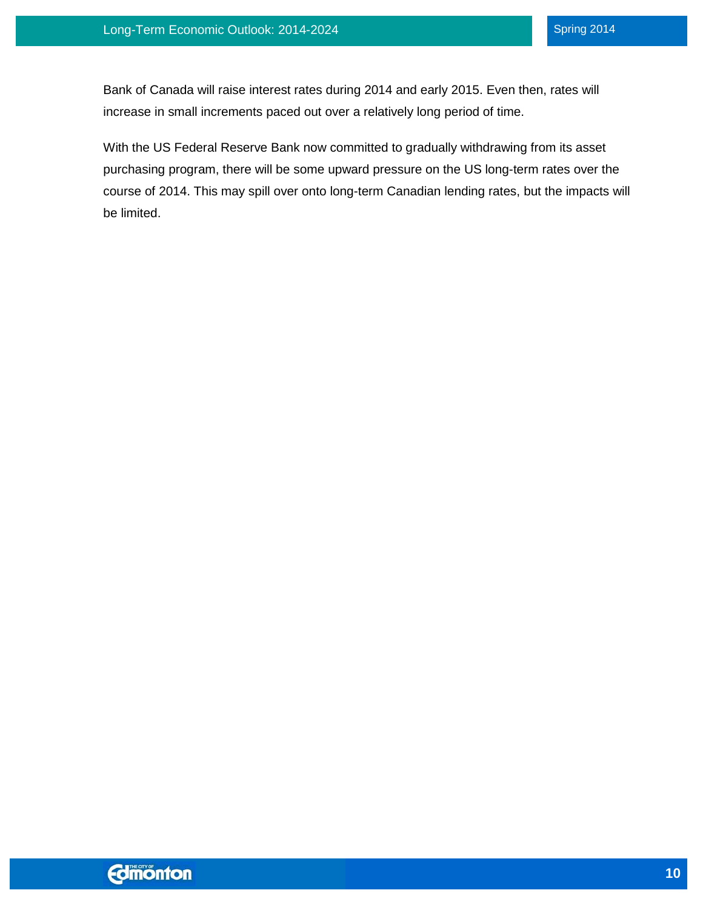Bank of Canada will raise interest rates during 2014 and early 2015. Even then, rates will increase in small increments paced out over a relatively long period of time.

With the US Federal Reserve Bank now committed to gradually withdrawing from its asset purchasing program, there will be some upward pressure on the US long-term rates over the course of 2014. This may spill over onto long-term Canadian lending rates, but the impacts will be limited.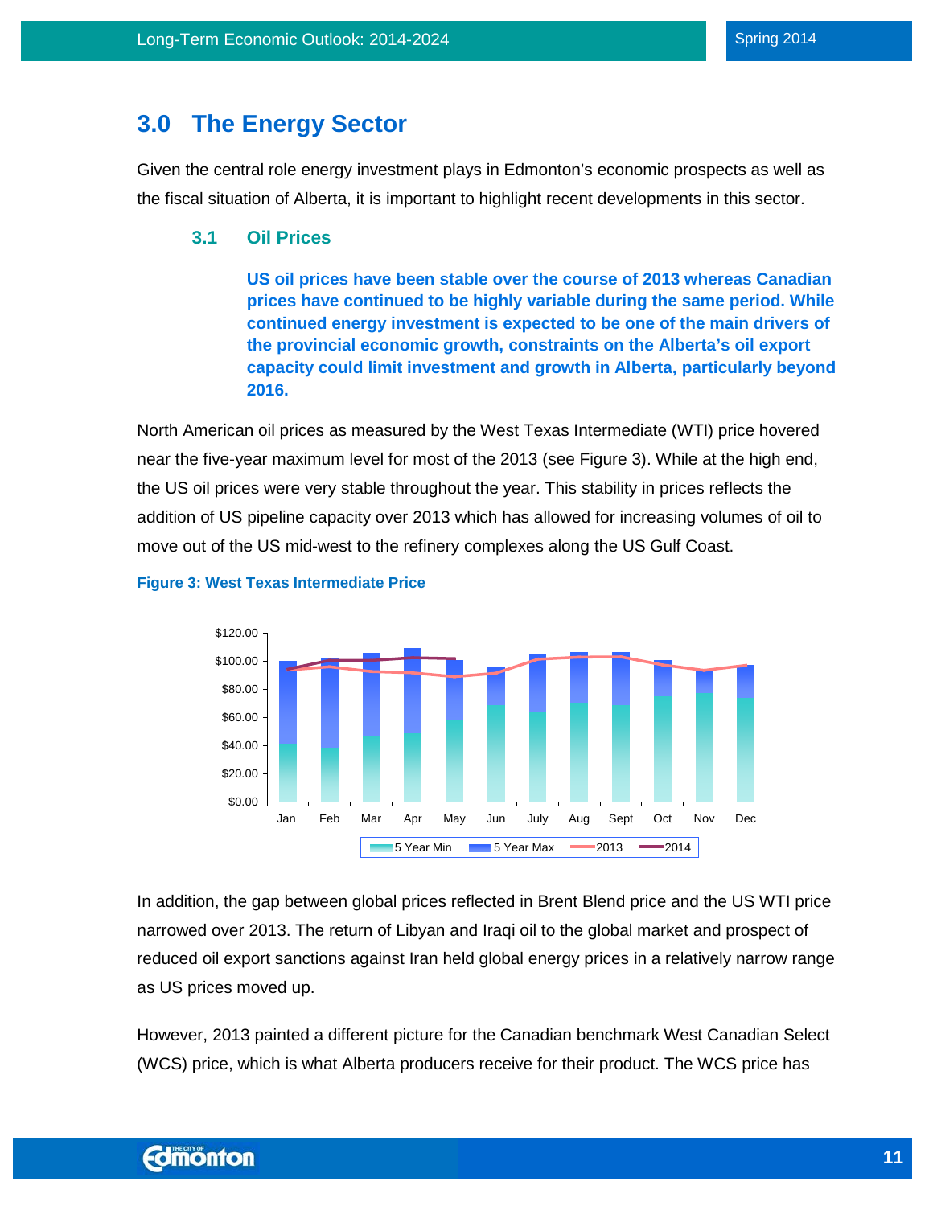## 3.0 The Energy Sector

Given the central role energy investment plays in Edmonton's economic prospects as well as the fiscal situation of Alberta, it is important to highlight recent developments in this sector.

### 3.1 Oil Prices

**US oil prices have been stable over the course of 2013 whereas Canadian prices have continued to be highly variable during the same period. While continued energy investment is expected to be one of the main drivers of the provincial economic growth, constraints on the Alberta's oil export capacity could limit investment and growth in Alberta, particularly beyond 2016.**

North American oil prices as measured by the West Texas Intermediate (WTI) price hovered near the five-year maximum level for most of the 2013 (see Figure 3). While at the high end, the US oil prices were very stable throughout the year. This stability in prices reflects the addition of US pipeline capacity over 2013 which has allowed for increasing volumes of oil to move out of the US mid-west to the refinery complexes along the US Gulf Coast.

**Figure 3: West Texas Intermediate Price**

In addition, the gap between global prices reflected in Brent Blend price and the US WTI price narrowed over 2013. The return of Libyan and Iraqi oil to the global market and prospect of reduced oil export sanctions against Iran held global energy prices in a relatively narrow range as US prices moved up.

However, 2013 painted a different picture for the Canadian benchmark West Canadian Select (WCS) price, which is what Alberta producers receive for their product. The WCS price has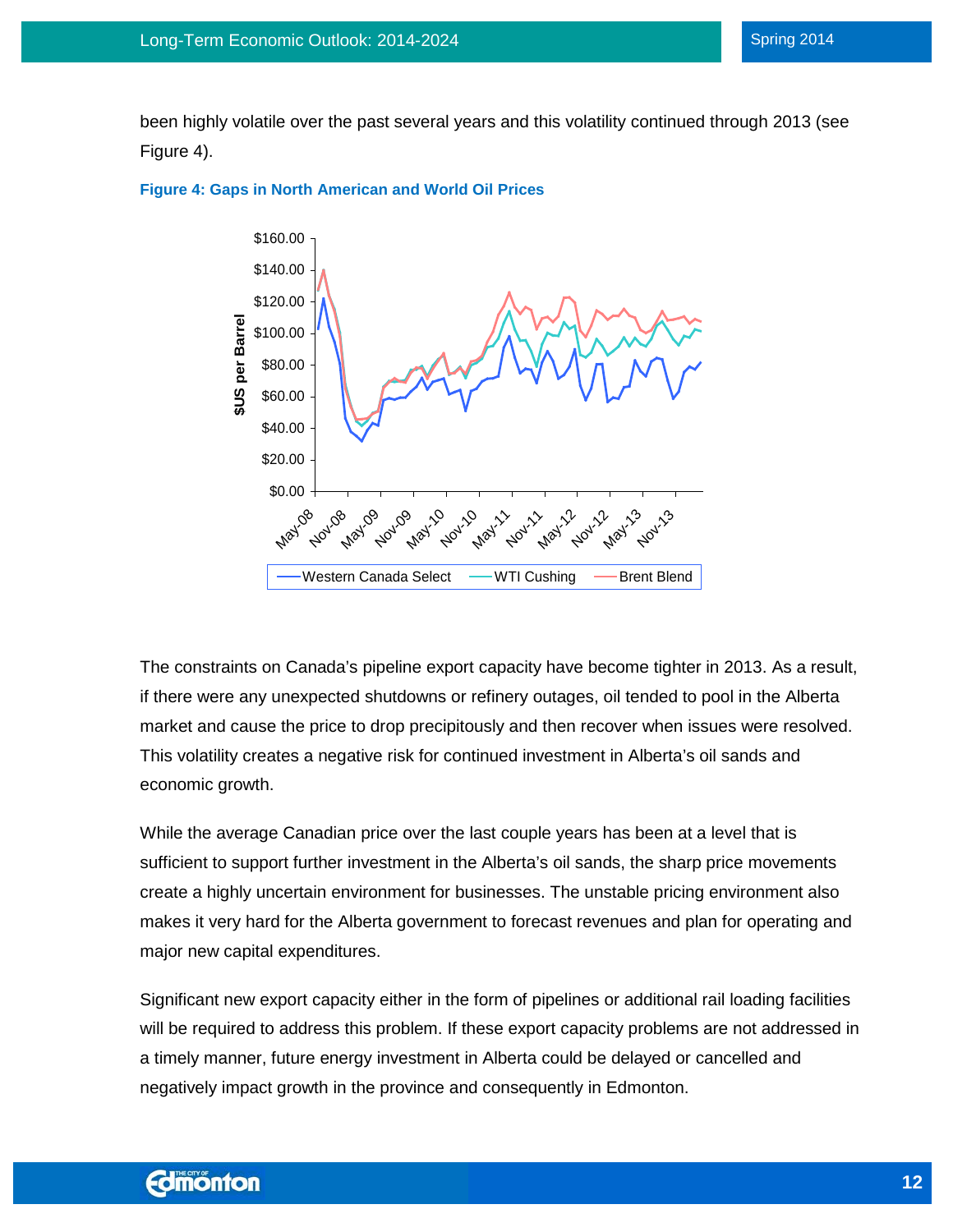been highly volatile over the past several years and this volatility continued through 2013 (see Figure 4).

**Figure 4: Gaps in North American and World Oil Prices**

The constraints on Canada's pipeline export capacity have become tighter in 2013. As a result, if there were any unexpected shutdowns or refinery outages, oil tended to pool in the Alberta market and cause the price to drop precipitously and then recover when issues were resolved. This volatility creates a negative risk for continued investment in Alberta's oil sands and economic growth.

While the average Canadian price over the last couple years has been at a level that is sufficient to support further investment in the Alberta's oil sands, the sharp price movements create a highly uncertain environment for businesses. The unstable pricing environment also makes it very hard for the Alberta government to forecast revenues and plan for operating and major new capital expenditures.

Significant new export capacity either in the form of pipelines or additional rail loading facilities will be required to address this problem. If these export capacity problems are not addressed in a timely manner, future energy investment in Alberta could be delayed or cancelled and negatively impact growth in the province and consequently in Edmonton.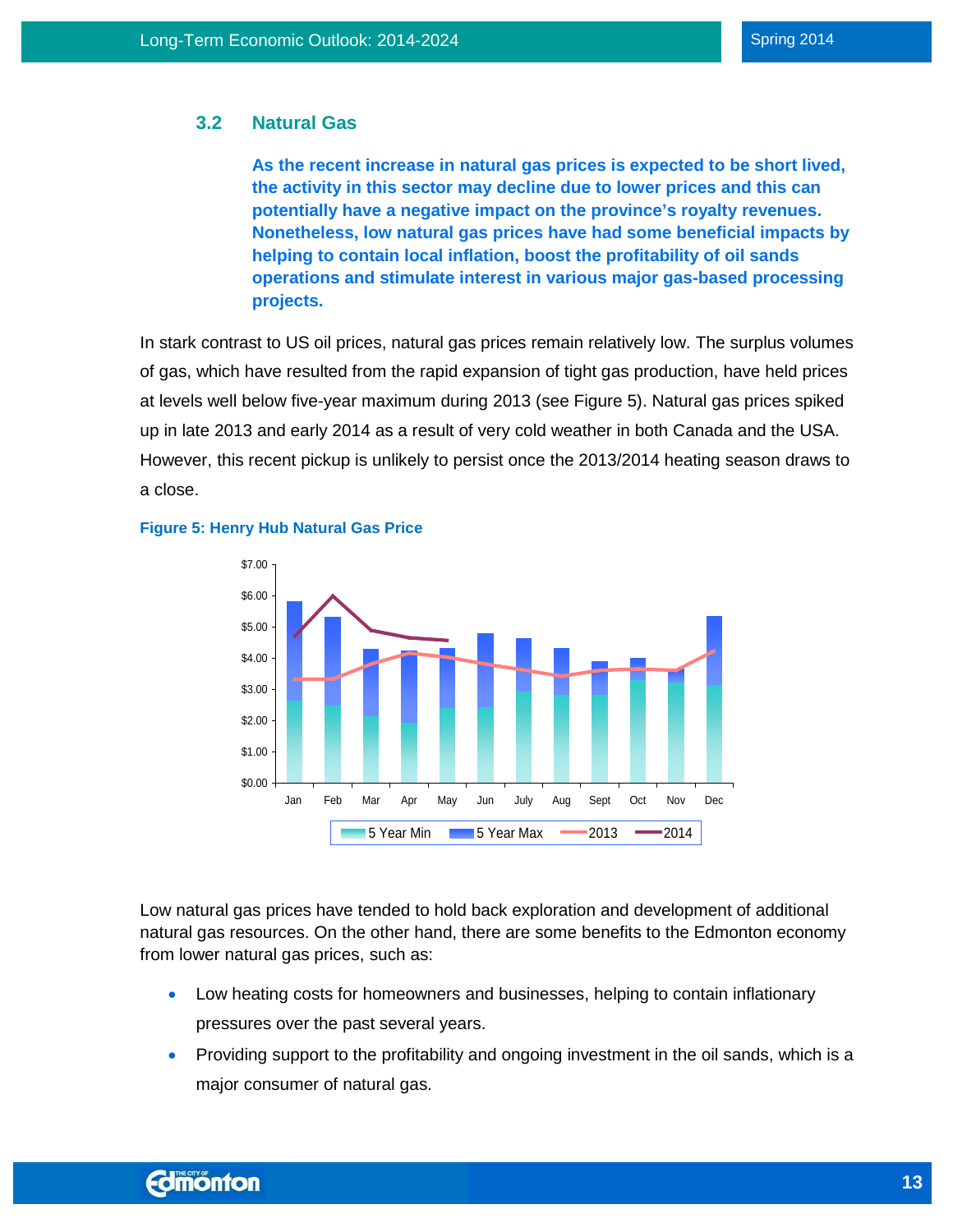### 3.2 Natural Gas

**As the recent increase in natural gas prices is expected to be short lived, the activity in this sector may decline due to lower prices and this can potentially have a negative impact on the province's royalty revenues. Nonetheless, low natural gas prices have had some beneficial impacts by helping to contain local inflation, boost the profitability of oil sands operations and stimulate interest in various major gas-based processing projects.**

In stark contrast to US oil prices, natural gas prices remain relatively low. The surplus volumes of gas, which have resulted from the rapid expansion of tight gas production, have held prices at levels well below five-year maximum during 2013 (see Figure 5). Natural gas prices spiked up in late 2013 and early 2014 as a result of very cold weather in both Canada and the USA. However, this recent pickup is unlikely to persist once the 2013/2014 heating season draws to a close.

**Figure 5: Henry Hub Natural Gas Price**

Low natural gas prices have tended to hold back exploration and development of additional natural gas resources. On the other hand, there are some benefits to the Edmonton economy from lower natural gas prices, such as:

- Low heating costs for homeowners and businesses, helping to contain inflationary pressures over the past several years.
- Providing support to the profitability and ongoing investment in the oil sands, which is a major consumer of natural gas.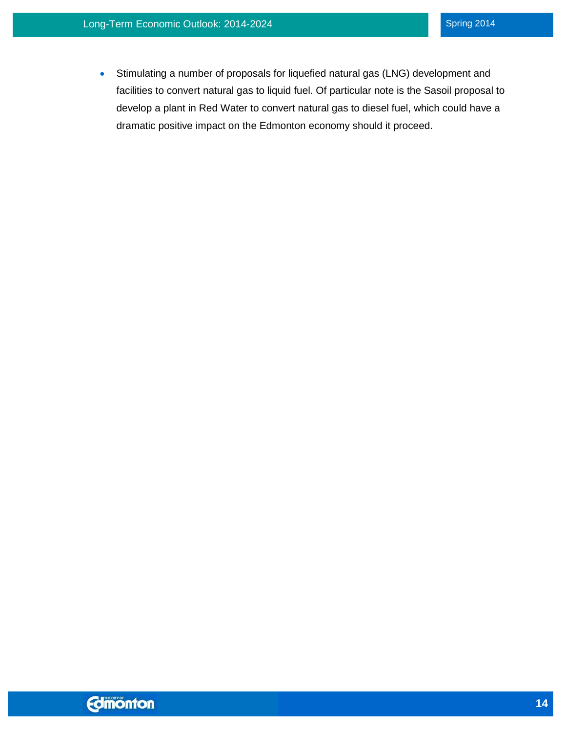- Stimulating a number of proposals for liquefied natural gas (LNG) development and facilities to convert natural gas to liquid fuel. Of particular note is the Sasoil proposal to develop a plant in Red Water to convert natural gas to diesel fuel, which could have a dramatic positive impact on the Edmonton economy should it proceed.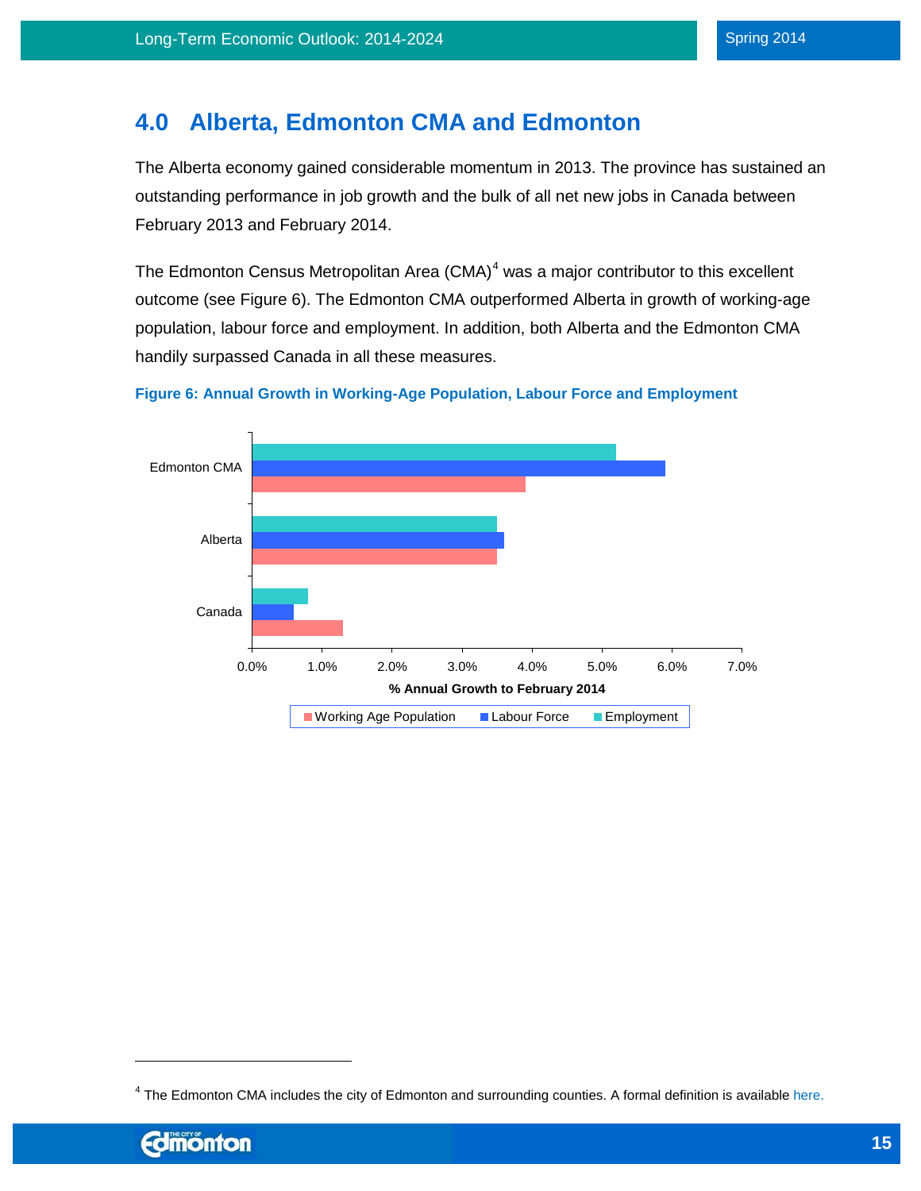## 4.0 Alberta, Edmonton CMA and Edmonton

The Alberta economy gained considerable momentum in 2013. The province has sustained an outstanding performance in job growth and the bulk of all net new jobs in Canada between February 2013 and February 2014.

The Edmonton Census Metropolitan Area (CMA)[4] was a major contributor to this excellent outcome (see Figure 6). The Edmonton CMA outperformed Alberta in growth of working-age population, labour force and employment. In addition, both Alberta and the Edmonton CMA handily surpassed Canada in all these measures.

**Figure 6: Annual Growth in Working-Age Population, Labour Force and Employment**

[4] The Edmonton CMA includes the city of Edmonton and surrounding counties. A formal definition is available here.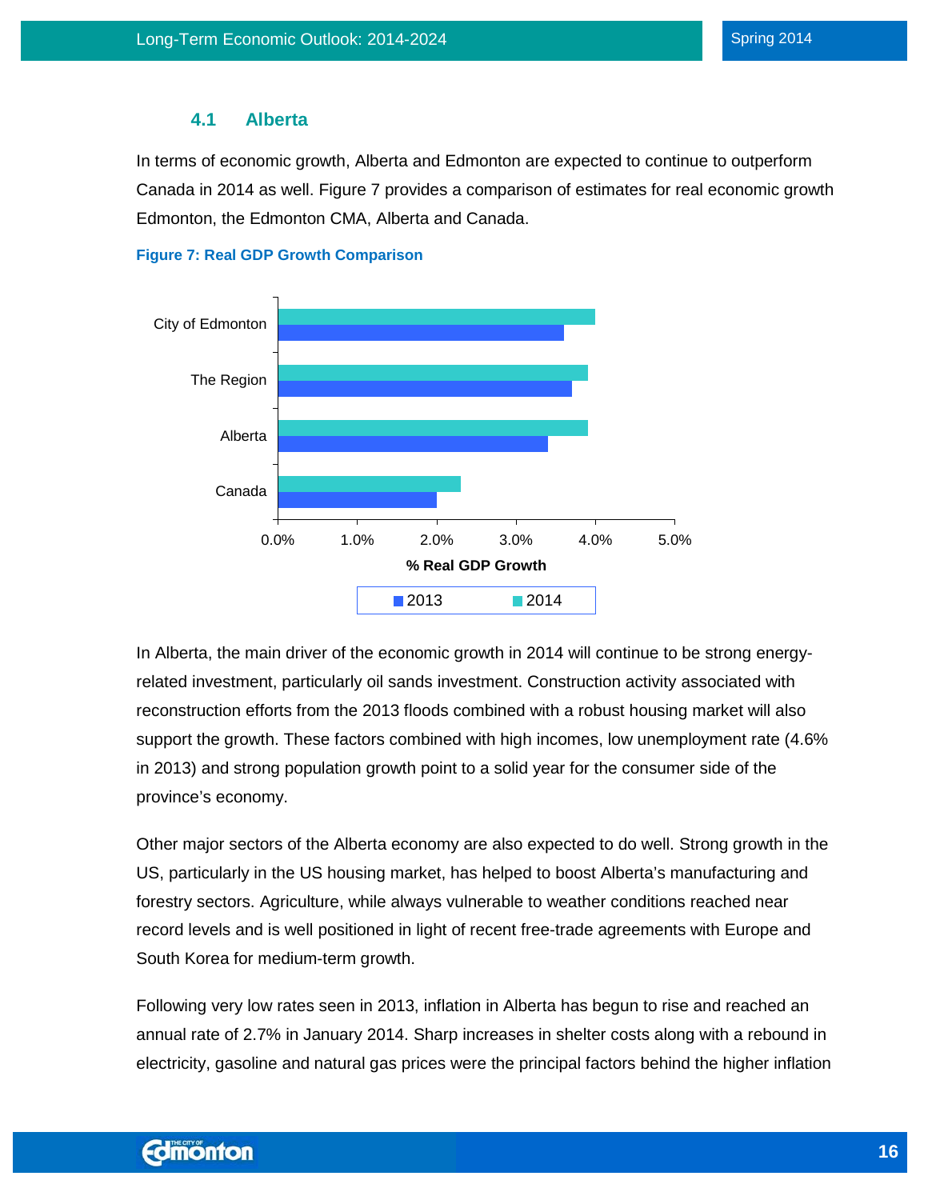### 4.1 Alberta

In terms of economic growth, Alberta and Edmonton are expected to continue to outperform Canada in 2014 as well. Figure 7 provides a comparison of estimates for real economic growth Edmonton, the Edmonton CMA, Alberta and Canada.

**Figure 7: Real GDP Growth Comparison**

In Alberta, the main driver of the economic growth in 2014 will continue to be strong energy-related investment, particularly oil sands investment. Construction activity associated with reconstruction efforts from the 2013 floods combined with a robust housing market will also support the growth. These factors combined with high incomes, low unemployment rate (4.6% in 2013) and strong population growth point to a solid year for the consumer side of the province's economy.

Other major sectors of the Alberta economy are also expected to do well. Strong growth in the US, particularly in the US housing market, has helped to boost Alberta's manufacturing and forestry sectors. Agriculture, while always vulnerable to weather conditions reached near record levels and is well positioned in light of recent free-trade agreements with Europe and South Korea for medium-term growth.

Following very low rates seen in 2013, inflation in Alberta has begun to rise and reached an annual rate of 2.7% in January 2014. Sharp increases in shelter costs along with a rebound in electricity, gasoline and natural gas prices were the principal factors behind the higher inflation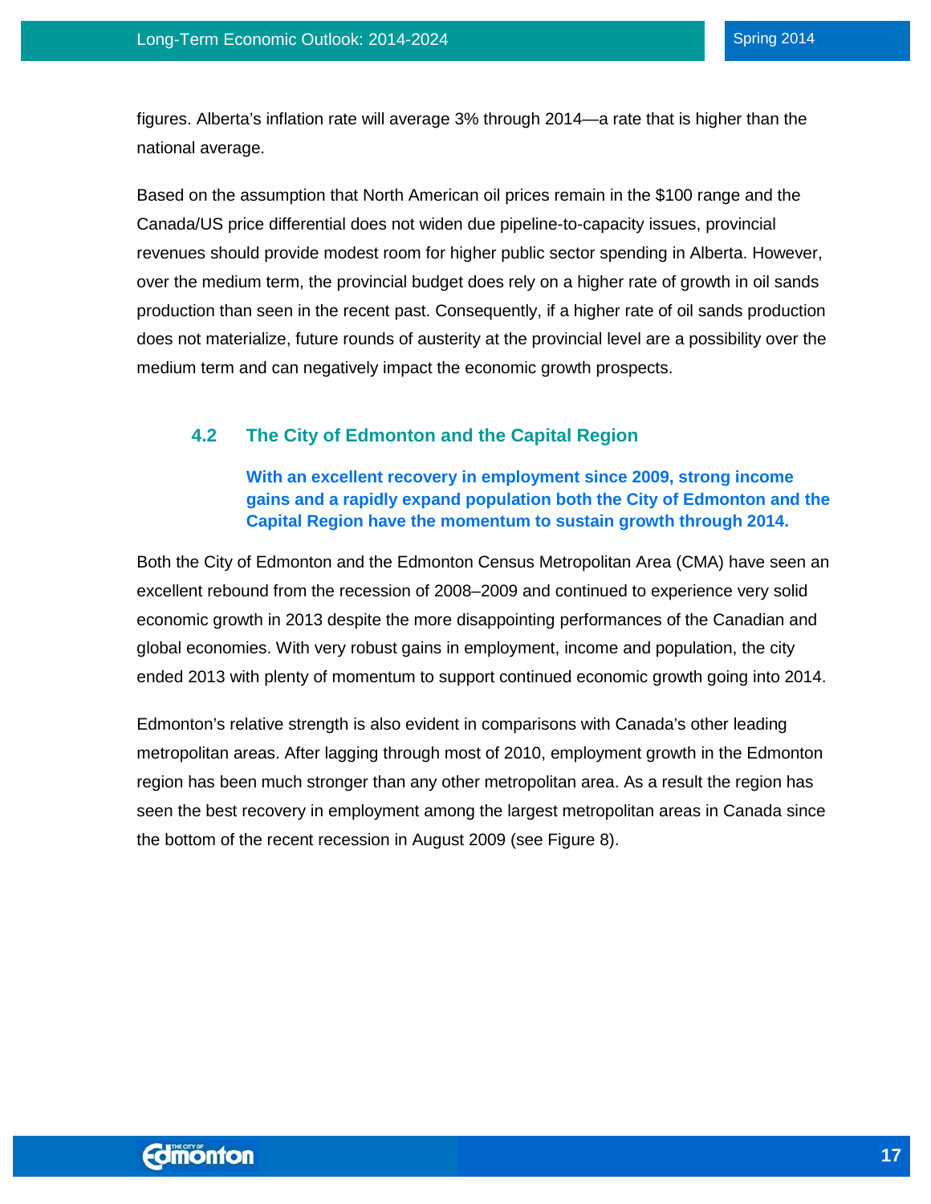figures. Alberta's inflation rate will average 3% through 2014—a rate that is higher than the national average.

Based on the assumption that North American oil prices remain in the $100 range and the Canada/US price differential does not widen due pipeline-to-capacity issues, provincial revenues should provide modest room for higher public sector spending in Alberta. However, over the medium term, the provincial budget does rely on a higher rate of growth in oil sands production than seen in the recent past. Consequently, if a higher rate of oil sands production does not materialize, future rounds of austerity at the provincial level are a possibility over the medium term and can negatively impact the economic growth prospects.

## 4.2 The City of Edmonton and the Capital Region

**With an excellent recovery in employment since 2009, strong income gains and a rapidly expand population both the City of Edmonton and the Capital Region have the momentum to sustain growth through 2014.**

Both the City of Edmonton and the Edmonton Census Metropolitan Area (CMA) have seen an excellent rebound from the recession of 2008–2009 and continued to experience very solid economic growth in 2013 despite the more disappointing performances of the Canadian and global economies. With very robust gains in employment, income and population, the city ended 2013 with plenty of momentum to support continued economic growth going into 2014.

Edmonton's relative strength is also evident in comparisons with Canada's other leading metropolitan areas. After lagging through most of 2010, employment growth in the Edmonton region has been much stronger than any other metropolitan area. As a result the region has seen the best recovery in employment among the largest metropolitan areas in Canada since the bottom of the recent recession in August 2009 (see Figure 8).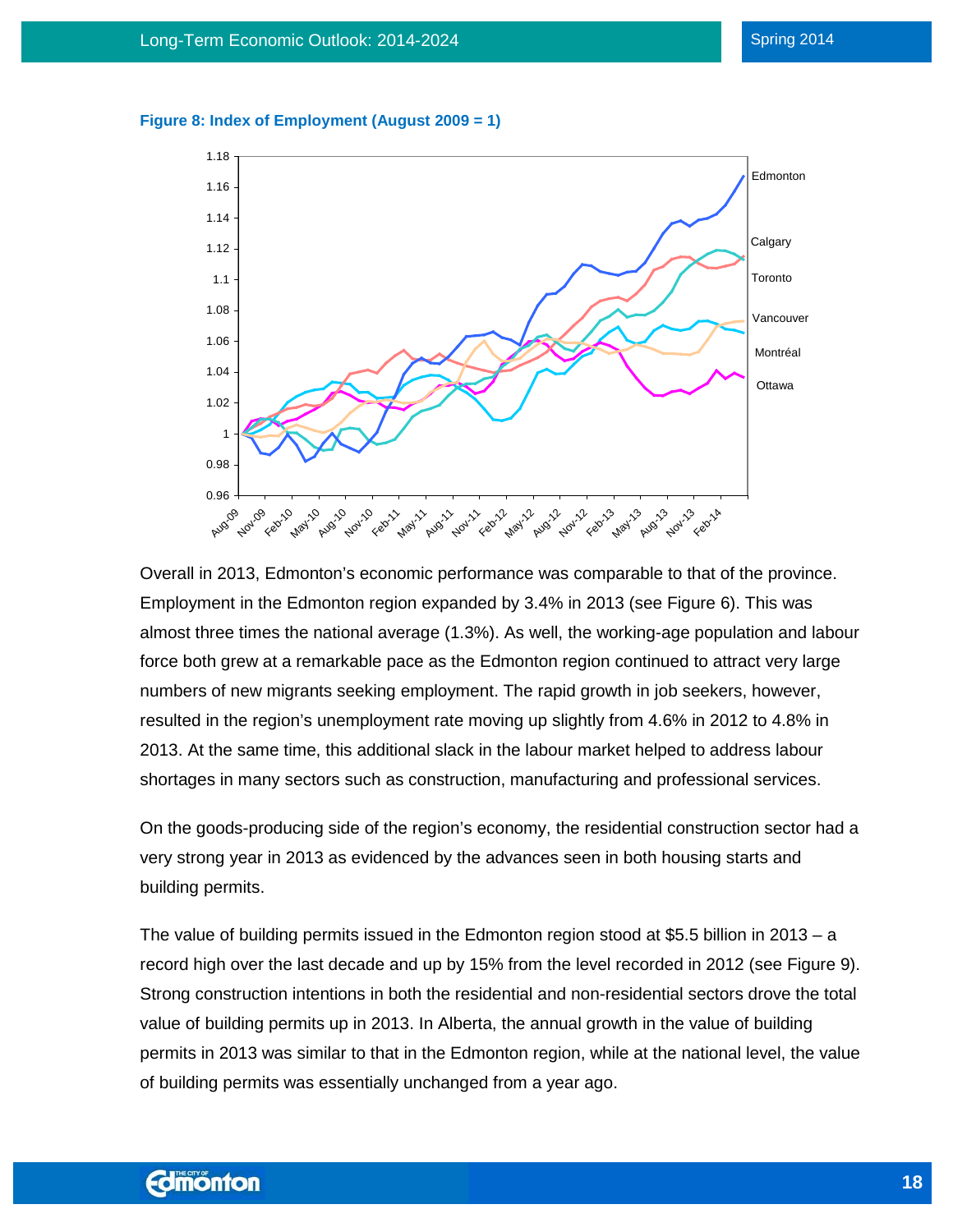**Figure 8: Index of Employment (August 2009 = 1)**

Overall in 2013, Edmonton's economic performance was comparable to that of the province. Employment in the Edmonton region expanded by 3.4% in 2013 (see Figure 6). This was almost three times the national average (1.3%). As well, the working-age population and labour force both grew at a remarkable pace as the Edmonton region continued to attract very large numbers of new migrants seeking employment. The rapid growth in job seekers, however, resulted in the region's unemployment rate moving up slightly from 4.6% in 2012 to 4.8% in 2013. At the same time, this additional slack in the labour market helped to address labour shortages in many sectors such as construction, manufacturing and professional services.

On the goods-producing side of the region's economy, the residential construction sector had a very strong year in 2013 as evidenced by the advances seen in both housing starts and building permits.

The value of building permits issued in the Edmonton region stood at $5.5 billion in 2013 – a record high over the last decade and up by 15% from the level recorded in 2012 (see Figure 9). Strong construction intentions in both the residential and non-residential sectors drove the total value of building permits up in 2013. In Alberta, the annual growth in the value of building permits in 2013 was similar to that in the Edmonton region, while at the national level, the value of building permits was essentially unchanged from a year ago.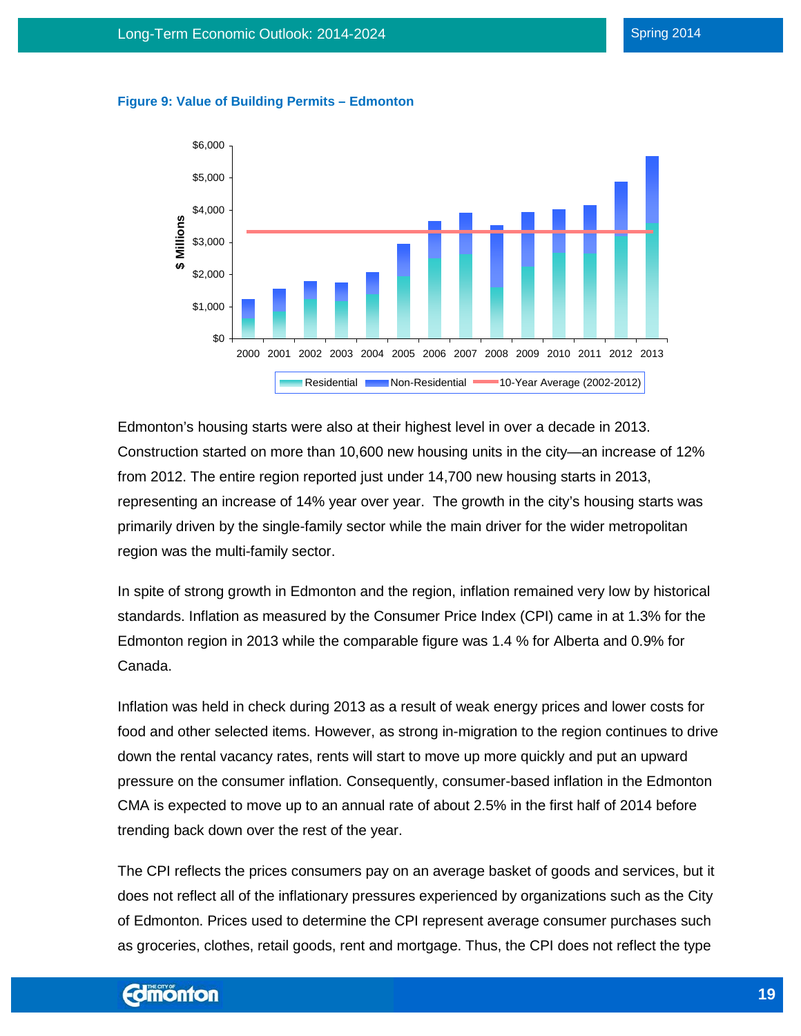**Figure 9: Value of Building Permits – Edmonton**

Edmonton's housing starts were also at their highest level in over a decade in 2013. Construction started on more than 10,600 new housing units in the city—an increase of 12% from 2012. The entire region reported just under 14,700 new housing starts in 2013, representing an increase of 14% year over year. The growth in the city's housing starts was primarily driven by the single-family sector while the main driver for the wider metropolitan region was the multi-family sector.

In spite of strong growth in Edmonton and the region, inflation remained very low by historical standards. Inflation as measured by the Consumer Price Index (CPI) came in at 1.3% for the Edmonton region in 2013 while the comparable figure was 1.4 % for Alberta and 0.9% for Canada.

Inflation was held in check during 2013 as a result of weak energy prices and lower costs for food and other selected items. However, as strong in-migration to the region continues to drive down the rental vacancy rates, rents will start to move up more quickly and put an upward pressure on the consumer inflation. Consequently, consumer-based inflation in the Edmonton CMA is expected to move up to an annual rate of about 2.5% in the first half of 2014 before trending back down over the rest of the year.

The CPI reflects the prices consumers pay on an average basket of goods and services, but it does not reflect all of the inflationary pressures experienced by organizations such as the City of Edmonton. Prices used to determine the CPI represent average consumer purchases such as groceries, clothes, retail goods, rent and mortgage. Thus, the CPI does not reflect the type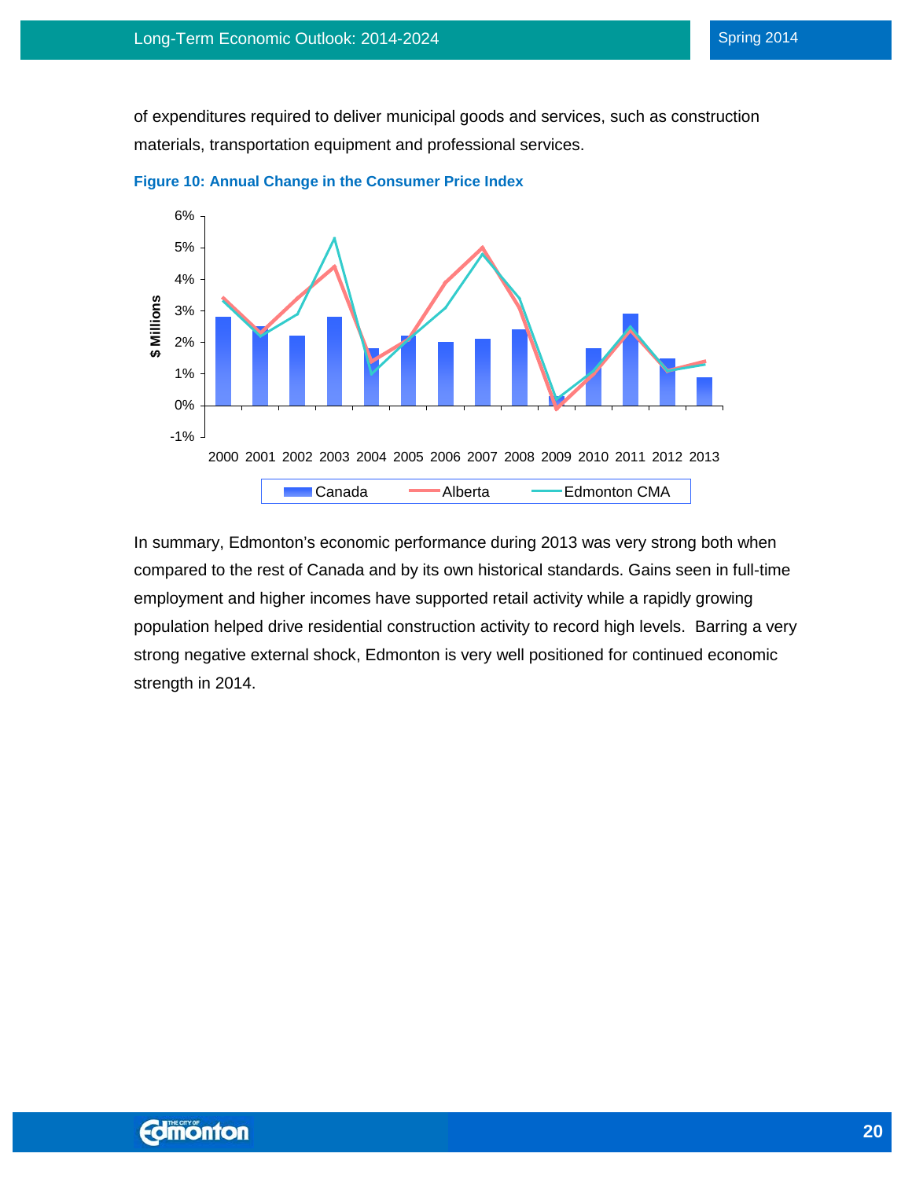of expenditures required to deliver municipal goods and services, such as construction materials, transportation equipment and professional services.

**Figure 10: Annual Change in the Consumer Price Index**

In summary, Edmonton's economic performance during 2013 was very strong both when compared to the rest of Canada and by its own historical standards. Gains seen in full-time employment and higher incomes have supported retail activity while a rapidly growing population helped drive residential construction activity to record high levels. Barring a very strong negative external shock, Edmonton is very well positioned for continued economic strength in 2014.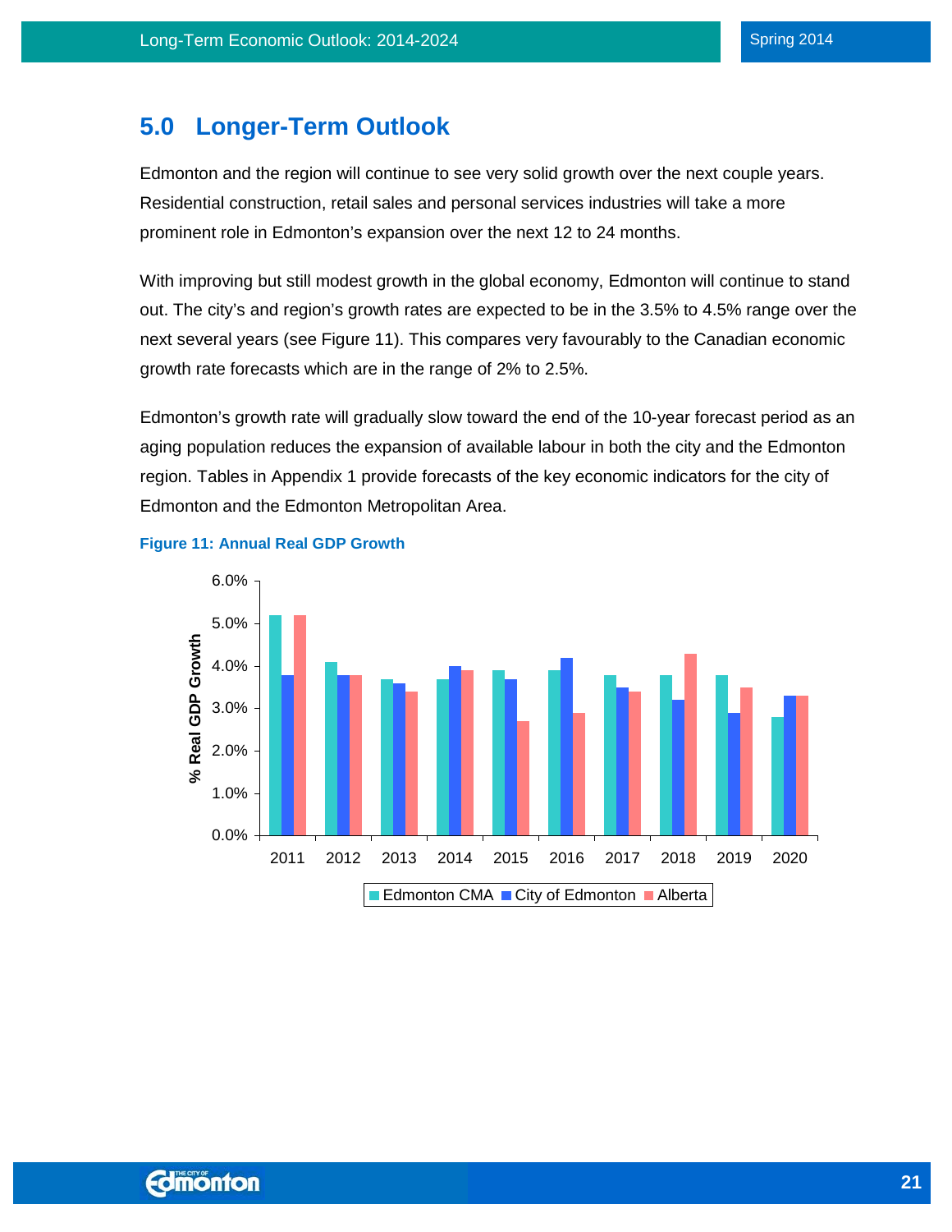## 5.0 Longer-Term Outlook

Edmonton and the region will continue to see very solid growth over the next couple years. Residential construction, retail sales and personal services industries will take a more prominent role in Edmonton's expansion over the next 12 to 24 months.

With improving but still modest growth in the global economy, Edmonton will continue to stand out. The city's and region's growth rates are expected to be in the 3.5% to 4.5% range over the next several years (see Figure 11). This compares very favourably to the Canadian economic growth rate forecasts which are in the range of 2% to 2.5%.

Edmonton's growth rate will gradually slow toward the end of the 10-year forecast period as an aging population reduces the expansion of available labour in both the city and the Edmonton region. Tables in Appendix 1 provide forecasts of the key economic indicators for the city of Edmonton and the Edmonton Metropolitan Area.

**Figure 11: Annual Real GDP Growth**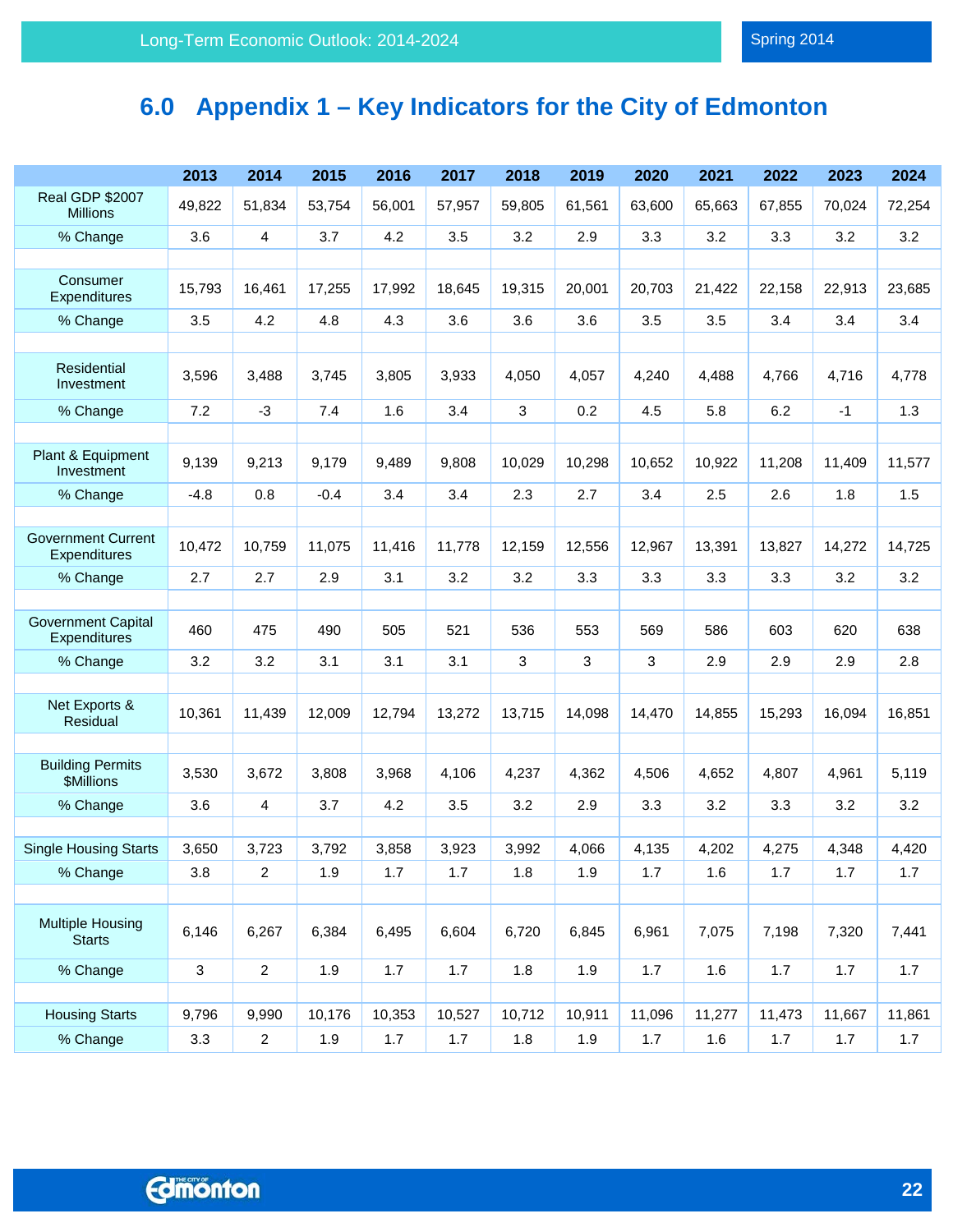# 6.0 Appendix 1 – Key Indicators for the City of Edmonton

| | 2013 | 2014 | 2015 | 2016 | 2017 | 2018 | 2019 | 2020 | 2021 | 2022 | 2023 | 2024 |
|---|---|---|---|---|---|---|---|---|---|---|---|---|
| Real GDP $2007 Millions | 49,822 | 51,834 | 53,754 | 56,001 | 57,957 | 59,805 | 61,561 | 63,600 | 65,663 | 67,855 | 70,024 | 72,254 |
| % Change | 3.6 | 4 | 3.7 | 4.2 | 3.5 | 3.2 | 2.9 | 3.3 | 3.2 | 3.3 | 3.2 | 3.2 |
| | | | | | | | | | | | | |
| Consumer Expenditures | 15,793 | 16,461 | 17,255 | 17,992 | 18,645 | 19,315 | 20,001 | 20,703 | 21,422 | 22,158 | 22,913 | 23,685 |
| % Change | 3.5 | 4.2 | 4.8 | 4.3 | 3.6 | 3.6 | 3.6 | 3.5 | 3.5 | 3.4 | 3.4 | 3.4 |
| | | | | | | | | | | | | |
| Residential Investment | 3,596 | 3,488 | 3,745 | 3,805 | 3,933 | 4,050 | 4,057 | 4,240 | 4,488 | 4,766 | 4,716 | 4,778 |
| % Change | 7.2 | -3 | 7.4 | 1.6 | 3.4 | 3 | 0.2 | 4.5 | 5.8 | 6.2 | -1 | 1.3 |
| | | | | | | | | | | | | |
| Plant & Equipment Investment | 9,139 | 9,213 | 9,179 | 9,489 | 9,808 | 10,029 | 10,298 | 10,652 | 10,922 | 11,208 | 11,409 | 11,577 |
| % Change | -4.8 | 0.8 | -0.4 | 3.4 | 3.4 | 2.3 | 2.7 | 3.4 | 2.5 | 2.6 | 1.8 | 1.5 |
| | | | | | | | | | | | | |
| Government Current Expenditures | 10,472 | 10,759 | 11,075 | 11,416 | 11,778 | 12,159 | 12,556 | 12,967 | 13,391 | 13,827 | 14,272 | 14,725 |
| % Change | 2.7 | 2.7 | 2.9 | 3.1 | 3.2 | 3.2 | 3.3 | 3.3 | 3.3 | 3.3 | 3.2 | 3.2 |
| | | | | | | | | | | | | |
| Government Capital Expenditures | 460 | 475 | 490 | 505 | 521 | 536 | 553 | 569 | 586 | 603 | 620 | 638 |
| % Change | 3.2 | 3.2 | 3.1 | 3.1 | 3.1 | 3 | 3 | 3 | 2.9 | 2.9 | 2.9 | 2.8 |
| | | | | | | | | | | | | |
| Net Exports & Residual | 10,361 | 11,439 | 12,009 | 12,794 | 13,272 | 13,715 | 14,098 | 14,470 | 14,855 | 15,293 | 16,094 | 16,851 |
| | | | | | | | | | | | | |
| Building Permits $Millions | 3,530 | 3,672 | 3,808 | 3,968 | 4,106 | 4,237 | 4,362 | 4,506 | 4,652 | 4,807 | 4,961 | 5,119 |
| % Change | 3.6 | 4 | 3.7 | 4.2 | 3.5 | 3.2 | 2.9 | 3.3 | 3.2 | 3.3 | 3.2 | 3.2 |
| | | | | | | | | | | | | |
| Single Housing Starts | 3,650 | 3,723 | 3,792 | 3,858 | 3,923 | 3,992 | 4,066 | 4,135 | 4,202 | 4,275 | 4,348 | 4,420 |
| % Change | 3.8 | 2 | 1.9 | 1.7 | 1.7 | 1.8 | 1.9 | 1.7 | 1.6 | 1.7 | 1.7 | 1.7 |
| | | | | | | | | | | | | |
| Multiple Housing Starts | 6,146 | 6,267 | 6,384 | 6,495 | 6,604 | 6,720 | 6,845 | 6,961 | 7,075 | 7,198 | 7,320 | 7,441 |
| % Change | 3 | 2 | 1.9 | 1.7 | 1.7 | 1.8 | 1.9 | 1.7 | 1.6 | 1.7 | 1.7 | 1.7 |
| | | | | | | | | | | | | |
| Housing Starts | 9,796 | 9,990 | 10,176 | 10,353 | 10,527 | 10,712 | 10,911 | 11,096 | 11,277 | 11,473 | 11,667 | 11,861 |
| % Change | 3.3 | 2 | 1.9 | 1.7 | 1.7 | 1.8 | 1.9 | 1.7 | 1.6 | 1.7 | 1.7 | 1.7 |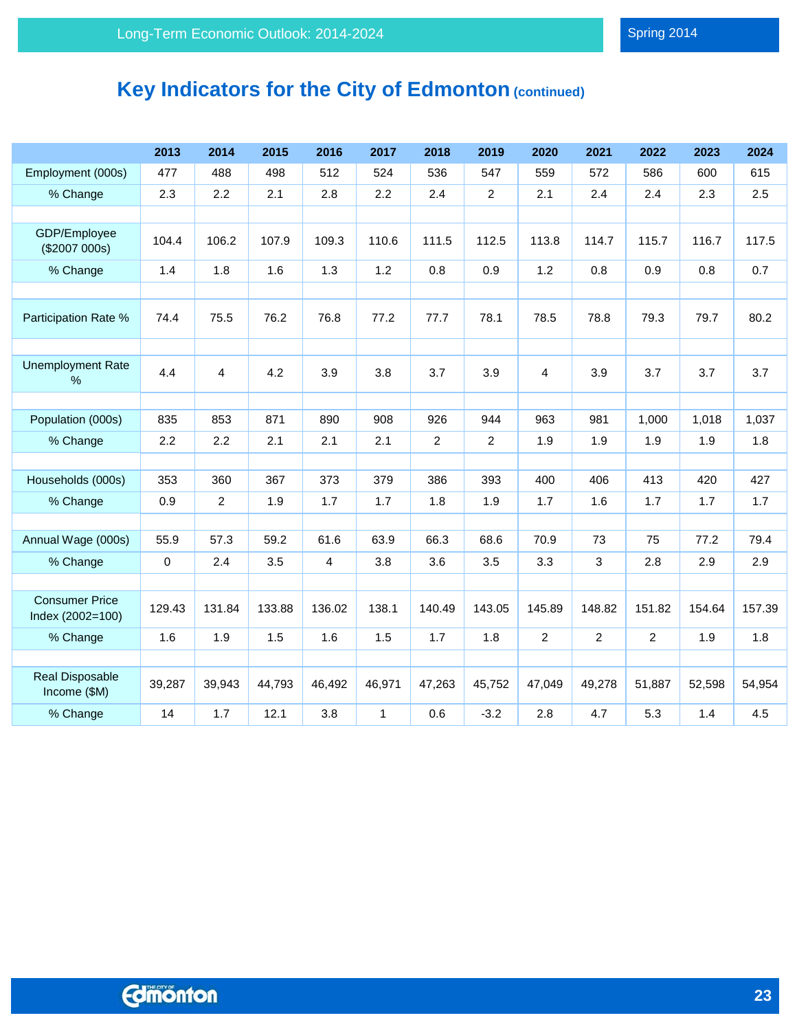# Key Indicators for the City of Edmonton (continued)

| | 2013 | 2014 | 2015 | 2016 | 2017 | 2018 | 2019 | 2020 | 2021 | 2022 | 2023 | 2024 |
|---|---|---|---|---|---|---|---|---|---|---|---|---|
| Employment (000s) | 477 | 488 | 498 | 512 | 524 | 536 | 547 | 559 | 572 | 586 | 600 | 615 |
| % Change | 2.3 | 2.2 | 2.1 | 2.8 | 2.2 | 2.4 | 2 | 2.1 | 2.4 | 2.4 | 2.3 | 2.5 |
| | | | | | | | | | | | | |
| GDP/Employee ($2007 000s) | 104.4 | 106.2 | 107.9 | 109.3 | 110.6 | 111.5 | 112.5 | 113.8 | 114.7 | 115.7 | 116.7 | 117.5 |
| % Change | 1.4 | 1.8 | 1.6 | 1.3 | 1.2 | 0.8 | 0.9 | 1.2 | 0.8 | 0.9 | 0.8 | 0.7 |
| | | | | | | | | | | | | |
| Participation Rate % | 74.4 | 75.5 | 76.2 | 76.8 | 77.2 | 77.7 | 78.1 | 78.5 | 78.8 | 79.3 | 79.7 | 80.2 |
| | | | | | | | | | | | | |
| Unemployment Rate % | 4.4 | 4 | 4.2 | 3.9 | 3.8 | 3.7 | 3.9 | 4 | 3.9 | 3.7 | 3.7 | 3.7 |
| | | | | | | | | | | | | |
| Population (000s) | 835 | 853 | 871 | 890 | 908 | 926 | 944 | 963 | 981 | 1,000 | 1,018 | 1,037 |
| % Change | 2.2 | 2.2 | 2.1 | 2.1 | 2.1 | 2 | 2 | 1.9 | 1.9 | 1.9 | 1.9 | 1.8 |
| | | | | | | | | | | | | |
| Households (000s) | 353 | 360 | 367 | 373 | 379 | 386 | 393 | 400 | 406 | 413 | 420 | 427 |
| % Change | 0.9 | 2 | 1.9 | 1.7 | 1.7 | 1.8 | 1.9 | 1.7 | 1.6 | 1.7 | 1.7 | 1.7 |
| | | | | | | | | | | | | |
| Annual Wage (000s) | 55.9 | 57.3 | 59.2 | 61.6 | 63.9 | 66.3 | 68.6 | 70.9 | 73 | 75 | 77.2 | 79.4 |
| % Change | 0 | 2.4 | 3.5 | 4 | 3.8 | 3.6 | 3.5 | 3.3 | 3 | 2.8 | 2.9 | 2.9 |
| | | | | | | | | | | | | |
| Consumer Price Index (2002=100) | 129.43 | 131.84 | 133.88 | 136.02 | 138.1 | 140.49 | 143.05 | 145.89 | 148.82 | 151.82 | 154.64 | 157.39 |
| % Change | 1.6 | 1.9 | 1.5 | 1.6 | 1.5 | 1.7 | 1.8 | 2 | 2 | 2 | 1.9 | 1.8 |
| | | | | | | | | | | | | |
| Real Disposable Income ($M) | 39,287 | 39,943 | 44,793 | 46,492 | 46,971 | 47,263 | 45,752 | 47,049 | 49,278 | 51,887 | 52,598 | 54,954 |
| % Change | 14 | 1.7 | 12.1 | 3.8 | 1 | 0.6 | -3.2 | 2.8 | 4.7 | 5.3 | 1.4 | 4.5 |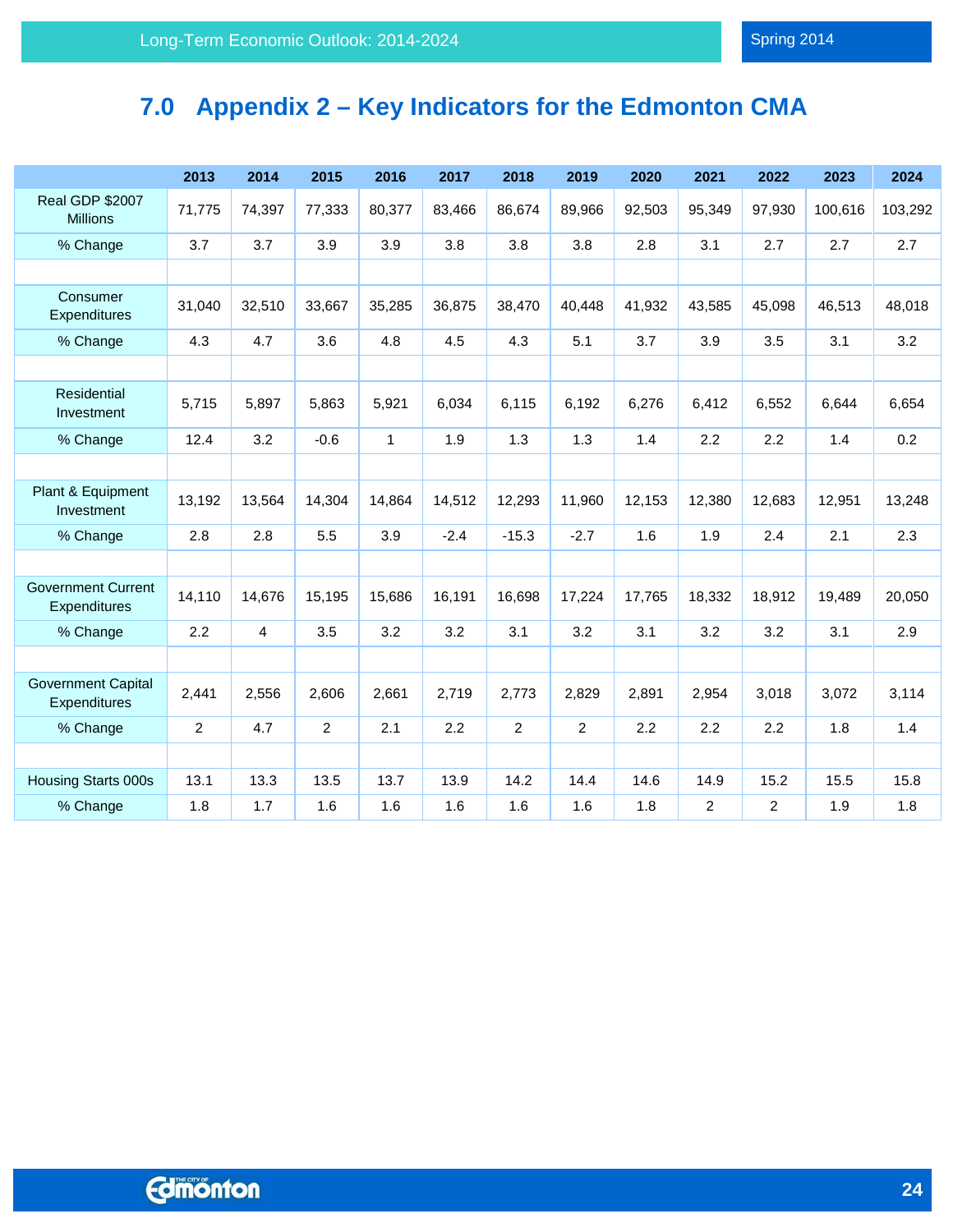# 7.0 Appendix 2 – Key Indicators for the Edmonton CMA

| | 2013 | 2014 | 2015 | 2016 | 2017 | 2018 | 2019 | 2020 | 2021 | 2022 | 2023 | 2024 |
|---|---|---|---|---|---|---|---|---|---|---|---|---|
| Real GDP $2007 Millions | 71,775 | 74,397 | 77,333 | 80,377 | 83,466 | 86,674 | 89,966 | 92,503 | 95,349 | 97,930 | 100,616 | 103,292 |
| % Change | 3.7 | 3.7 | 3.9 | 3.9 | 3.8 | 3.8 | 3.8 | 2.8 | 3.1 | 2.7 | 2.7 | 2.7 |
| | | | | | | | | | | | | |
| Consumer Expenditures | 31,040 | 32,510 | 33,667 | 35,285 | 36,875 | 38,470 | 40,448 | 41,932 | 43,585 | 45,098 | 46,513 | 48,018 |
| % Change | 4.3 | 4.7 | 3.6 | 4.8 | 4.5 | 4.3 | 5.1 | 3.7 | 3.9 | 3.5 | 3.1 | 3.2 |
| | | | | | | | | | | | | |
| Residential Investment | 5,715 | 5,897 | 5,863 | 5,921 | 6,034 | 6,115 | 6,192 | 6,276 | 6,412 | 6,552 | 6,644 | 6,654 |
| % Change | 12.4 | 3.2 | -0.6 | 1 | 1.9 | 1.3 | 1.3 | 1.4 | 2.2 | 2.2 | 1.4 | 0.2 |
| | | | | | | | | | | | | |
| Plant & Equipment Investment | 13,192 | 13,564 | 14,304 | 14,864 | 14,512 | 12,293 | 11,960 | 12,153 | 12,380 | 12,683 | 12,951 | 13,248 |
| % Change | 2.8 | 2.8 | 5.5 | 3.9 | -2.4 | -15.3 | -2.7 | 1.6 | 1.9 | 2.4 | 2.1 | 2.3 |
| | | | | | | | | | | | | |
| Government Current Expenditures | 14,110 | 14,676 | 15,195 | 15,686 | 16,191 | 16,698 | 17,224 | 17,765 | 18,332 | 18,912 | 19,489 | 20,050 |
| % Change | 2.2 | 4 | 3.5 | 3.2 | 3.2 | 3.1 | 3.2 | 3.1 | 3.2 | 3.2 | 3.1 | 2.9 |
| | | | | | | | | | | | | |
| Government Capital Expenditures | 2,441 | 2,556 | 2,606 | 2,661 | 2,719 | 2,773 | 2,829 | 2,891 | 2,954 | 3,018 | 3,072 | 3,114 |
| % Change | 2 | 4.7 | 2 | 2.1 | 2.2 | 2 | 2 | 2.2 | 2.2 | 2.2 | 1.8 | 1.4 |
| | | | | | | | | | | | | |
| Housing Starts 000s | 13.1 | 13.3 | 13.5 | 13.7 | 13.9 | 14.2 | 14.4 | 14.6 | 14.9 | 15.2 | 15.5 | 15.8 |
| % Change | 1.8 | 1.7 | 1.6 | 1.6 | 1.6 | 1.6 | 1.6 | 1.8 | 2 | 2 | 1.9 | 1.8 |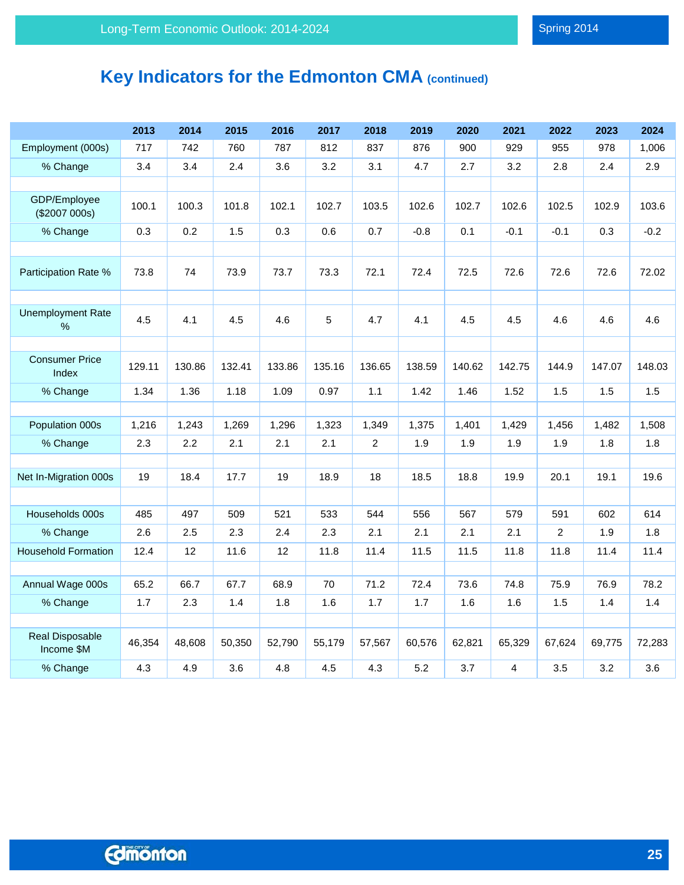# Key Indicators for the Edmonton CMA (continued)

| | 2013 | 2014 | 2015 | 2016 | 2017 | 2018 | 2019 | 2020 | 2021 | 2022 | 2023 | 2024 |
|---|---|---|---|---|---|---|---|---|---|---|---|---|
| Employment (000s) | 717 | 742 | 760 | 787 | 812 | 837 | 876 | 900 | 929 | 955 | 978 | 1,006 |
| % Change | 3.4 | 3.4 | 2.4 | 3.6 | 3.2 | 3.1 | 4.7 | 2.7 | 3.2 | 2.8 | 2.4 | 2.9 |
| | | | | | | | | | | | | |
| GDP/Employee ($2007 000s) | 100.1 | 100.3 | 101.8 | 102.1 | 102.7 | 103.5 | 102.6 | 102.7 | 102.6 | 102.5 | 102.9 | 103.6 |
| % Change | 0.3 | 0.2 | 1.5 | 0.3 | 0.6 | 0.7 | -0.8 | 0.1 | -0.1 | -0.1 | 0.3 | -0.2 |
| | | | | | | | | | | | | |
| Participation Rate % | 73.8 | 74 | 73.9 | 73.7 | 73.3 | 72.1 | 72.4 | 72.5 | 72.6 | 72.6 | 72.6 | 72.02 |
| | | | | | | | | | | | | |
| Unemployment Rate % | 4.5 | 4.1 | 4.5 | 4.6 | 5 | 4.7 | 4.1 | 4.5 | 4.5 | 4.6 | 4.6 | 4.6 |
| | | | | | | | | | | | | |
| Consumer Price Index | 129.11 | 130.86 | 132.41 | 133.86 | 135.16 | 136.65 | 138.59 | 140.62 | 142.75 | 144.9 | 147.07 | 148.03 |
| % Change | 1.34 | 1.36 | 1.18 | 1.09 | 0.97 | 1.1 | 1.42 | 1.46 | 1.52 | 1.5 | 1.5 | 1.5 |
| | | | | | | | | | | | | |
| Population 000s | 1,216 | 1,243 | 1,269 | 1,296 | 1,323 | 1,349 | 1,375 | 1,401 | 1,429 | 1,456 | 1,482 | 1,508 |
| % Change | 2.3 | 2.2 | 2.1 | 2.1 | 2.1 | 2 | 1.9 | 1.9 | 1.9 | 1.9 | 1.8 | 1.8 |
| | | | | | | | | | | | | |
| Net In-Migration 000s | 19 | 18.4 | 17.7 | 19 | 18.9 | 18 | 18.5 | 18.8 | 19.9 | 20.1 | 19.1 | 19.6 |
| | | | | | | | | | | | | |
| Households 000s | 485 | 497 | 509 | 521 | 533 | 544 | 556 | 567 | 579 | 591 | 602 | 614 |
| % Change | 2.6 | 2.5 | 2.3 | 2.4 | 2.3 | 2.1 | 2.1 | 2.1 | 2.1 | 2 | 1.9 | 1.8 |
| Household Formation | 12.4 | 12 | 11.6 | 12 | 11.8 | 11.4 | 11.5 | 11.5 | 11.8 | 11.8 | 11.4 | 11.4 |
| | | | | | | | | | | | | |
| Annual Wage 000s | 65.2 | 66.7 | 67.7 | 68.9 | 70 | 71.2 | 72.4 | 73.6 | 74.8 | 75.9 | 76.9 | 78.2 |
| % Change | 1.7 | 2.3 | 1.4 | 1.8 | 1.6 | 1.7 | 1.7 | 1.6 | 1.6 | 1.5 | 1.4 | 1.4 |
| | | | | | | | | | | | | |
| Real Disposable Income $M | 46,354 | 48,608 | 50,350 | 52,790 | 55,179 | 57,567 | 60,576 | 62,821 | 65,329 | 67,624 | 69,775 | 72,283 |
| % Change | 4.3 | 4.9 | 3.6 | 4.8 | 4.5 | 4.3 | 5.2 | 3.7 | 4 | 3.5 | 3.2 | 3.6 |